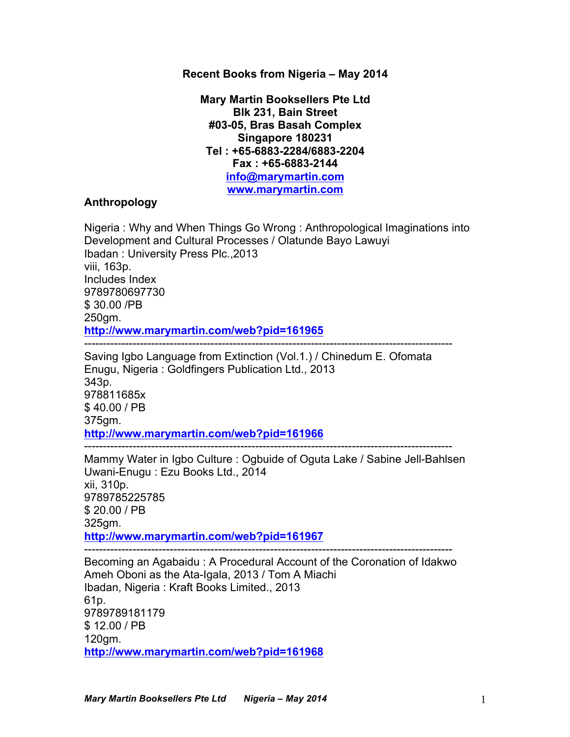**Recent Books from Nigeria – May 2014**

**Mary Martin Booksellers Pte Ltd**
**Blk 231, Bain Street**
**#03-05, Bras Basah Complex**
**Singapore 180231**
**Tel : +65-6883-2284/6883-2204**
**Fax : +65-6883-2144**
**info@marymartin.com**
**www.marymartin.com**

## Anthropology

Nigeria : Why and When Things Go Wrong : Anthropological Imaginations into Development and Cultural Processes / Olatunde Bayo Lawuyi
Ibadan : University Press Plc.,2013
viii, 163p.
Includes Index
9789780697730
$ 30.00 /PB
250gm.
**http://www.marymartin.com/web?pid=161965**

---

Saving Igbo Language from Extinction (Vol.1.) / Chinedum E. Ofomata
Enugu, Nigeria : Goldfingers Publication Ltd., 2013
343p.
978811685x
$ 40.00 / PB
375gm.
**http://www.marymartin.com/web?pid=161966**

---

Mammy Water in Igbo Culture : Ogbuide of Oguta Lake / Sabine Jell-Bahlsen
Uwani-Enugu : Ezu Books Ltd., 2014
xii, 310p.
9789785225785
$ 20.00 / PB
325gm.
**http://www.marymartin.com/web?pid=161967**

---

Becoming an Agabaidu : A Procedural Account of the Coronation of Idakwo Ameh Oboni as the Ata-Igala, 2013 / Tom A Miachi
Ibadan, Nigeria : Kraft Books Limited., 2013
61p.
9789789181179
$ 12.00 / PB
120gm.
**http://www.marymartin.com/web?pid=161968**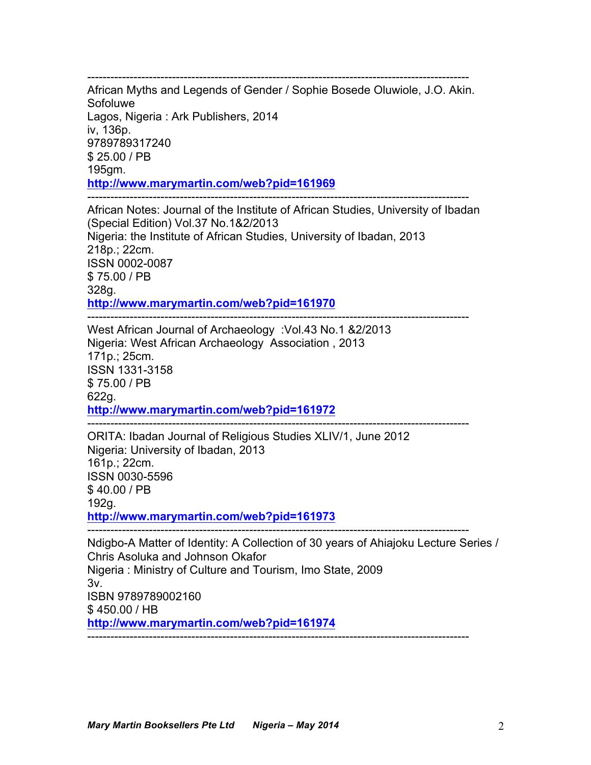---

African Myths and Legends of Gender / Sophie Bosede Oluwiole, J.O. Akin. Sofoluwe
Lagos, Nigeria : Ark Publishers, 2014
iv, 136p.
9789789317240
$ 25.00 / PB
195gm.
**http://www.marymartin.com/web?pid=161969**

---

African Notes: Journal of the Institute of African Studies, University of Ibadan (Special Edition) Vol.37 No.1&2/2013
Nigeria: the Institute of African Studies, University of Ibadan, 2013
218p.; 22cm.
ISSN 0002-0087
$ 75.00 / PB
328g.
**http://www.marymartin.com/web?pid=161970**

---

West African Journal of Archaeology :Vol.43 No.1 &2/2013
Nigeria: West African Archaeology Association , 2013
171p.; 25cm.
ISSN 1331-3158
$ 75.00 / PB
622g.
**http://www.marymartin.com/web?pid=161972**

---

ORITA: Ibadan Journal of Religious Studies XLIV/1, June 2012
Nigeria: University of Ibadan, 2013
161p.; 22cm.
ISSN 0030-5596
$ 40.00 / PB
192g.
**http://www.marymartin.com/web?pid=161973**

---

Ndigbo-A Matter of Identity: A Collection of 30 years of Ahiajoku Lecture Series / Chris Asoluka and Johnson Okafor
Nigeria : Ministry of Culture and Tourism, Imo State, 2009
3v.
ISBN 9789789002160
$ 450.00 / HB
**http://www.marymartin.com/web?pid=161974**

---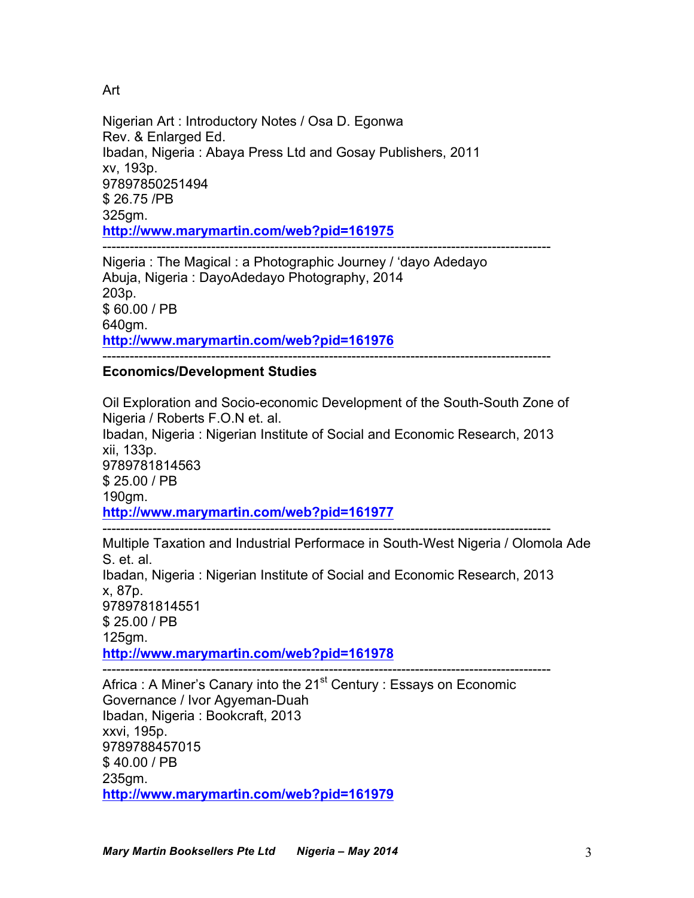Art

Nigerian Art : Introductory Notes / Osa D. Egonwa
Rev. & Enlarged Ed.
Ibadan, Nigeria : Abaya Press Ltd and Gosay Publishers, 2011
xv, 193p.
97897850251494
$ 26.75 /PB
325gm.
**http://www.marymartin.com/web?pid=161975**

---

Nigeria : The Magical : a Photographic Journey / 'dayo Adedayo
Abuja, Nigeria : DayoAdedayo Photography, 2014
203p.
$ 60.00 / PB
640gm.
**http://www.marymartin.com/web?pid=161976**

---

**Economics/Development Studies**

Oil Exploration and Socio-economic Development of the South-South Zone of Nigeria / Roberts F.O.N et. al.
Ibadan, Nigeria : Nigerian Institute of Social and Economic Research, 2013
xii, 133p.
9789781814563
$ 25.00 / PB
190gm.
**http://www.marymartin.com/web?pid=161977**

---

Multiple Taxation and Industrial Performace in South-West Nigeria / Olomola Ade S. et. al.
Ibadan, Nigeria : Nigerian Institute of Social and Economic Research, 2013
x, 87p.
9789781814551
$ 25.00 / PB
125gm.
**http://www.marymartin.com/web?pid=161978**

---

Africa : A Miner's Canary into the 21st Century : Essays on Economic Governance / Ivor Agyeman-Duah
Ibadan, Nigeria : Bookcraft, 2013
xxvi, 195p.
9789788457015
$ 40.00 / PB
235gm.
**http://www.marymartin.com/web?pid=161979**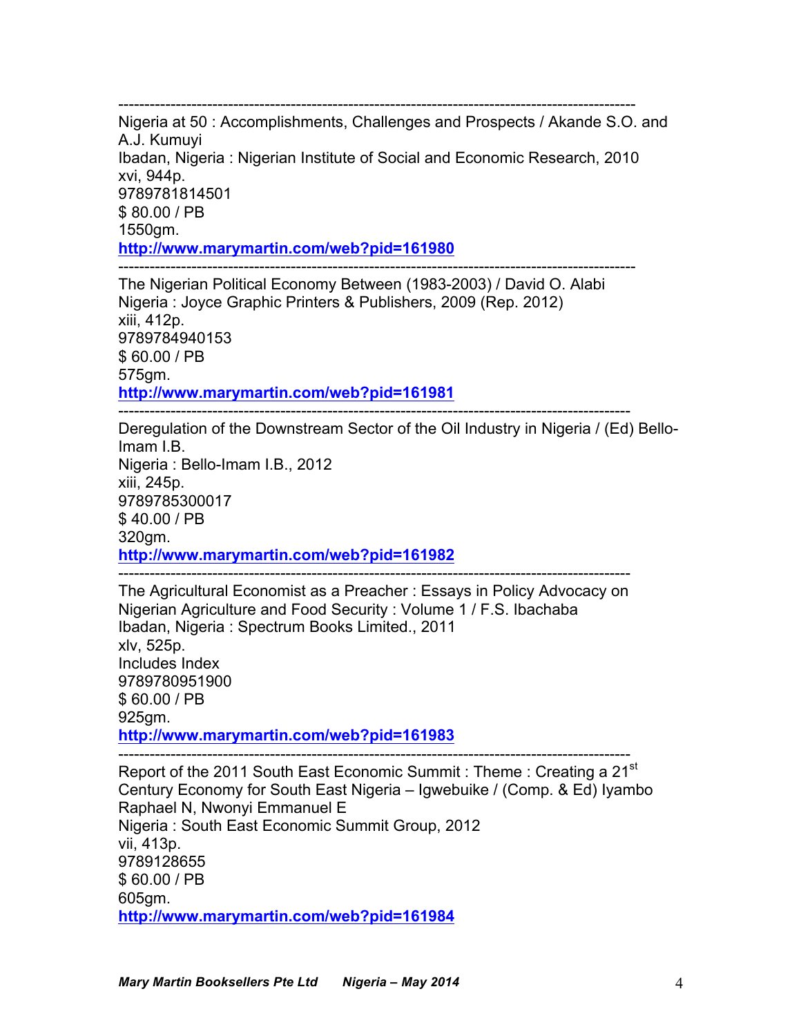---

Nigeria at 50 : Accomplishments, Challenges and Prospects / Akande S.O. and A.J. Kumuyi
Ibadan, Nigeria : Nigerian Institute of Social and Economic Research, 2010
xvi, 944p.
9789781814501
$ 80.00 / PB
1550gm.
**http://www.marymartin.com/web?pid=161980**

---

The Nigerian Political Economy Between (1983-2003) / David O. Alabi
Nigeria : Joyce Graphic Printers & Publishers, 2009 (Rep. 2012)
xiii, 412p.
9789784940153
$ 60.00 / PB
575gm.
**http://www.marymartin.com/web?pid=161981**

---

Deregulation of the Downstream Sector of the Oil Industry in Nigeria / (Ed) Bello-Imam I.B.
Nigeria : Bello-Imam I.B., 2012
xiii, 245p.
9789785300017
$ 40.00 / PB
320gm.
**http://www.marymartin.com/web?pid=161982**

---

The Agricultural Economist as a Preacher : Essays in Policy Advocacy on Nigerian Agriculture and Food Security : Volume 1 / F.S. Ibachaba
Ibadan, Nigeria : Spectrum Books Limited., 2011
xlv, 525p.
Includes Index
9789780951900
$ 60.00 / PB
925gm.
**http://www.marymartin.com/web?pid=161983**

---

Report of the 2011 South East Economic Summit : Theme : Creating a 21st Century Economy for South East Nigeria – Igwebuike / (Comp. & Ed) Iyambo Raphael N, Nwonyi Emmanuel E
Nigeria : South East Economic Summit Group, 2012
vii, 413p.
9789128655
$ 60.00 / PB
605gm.
**http://www.marymartin.com/web?pid=161984**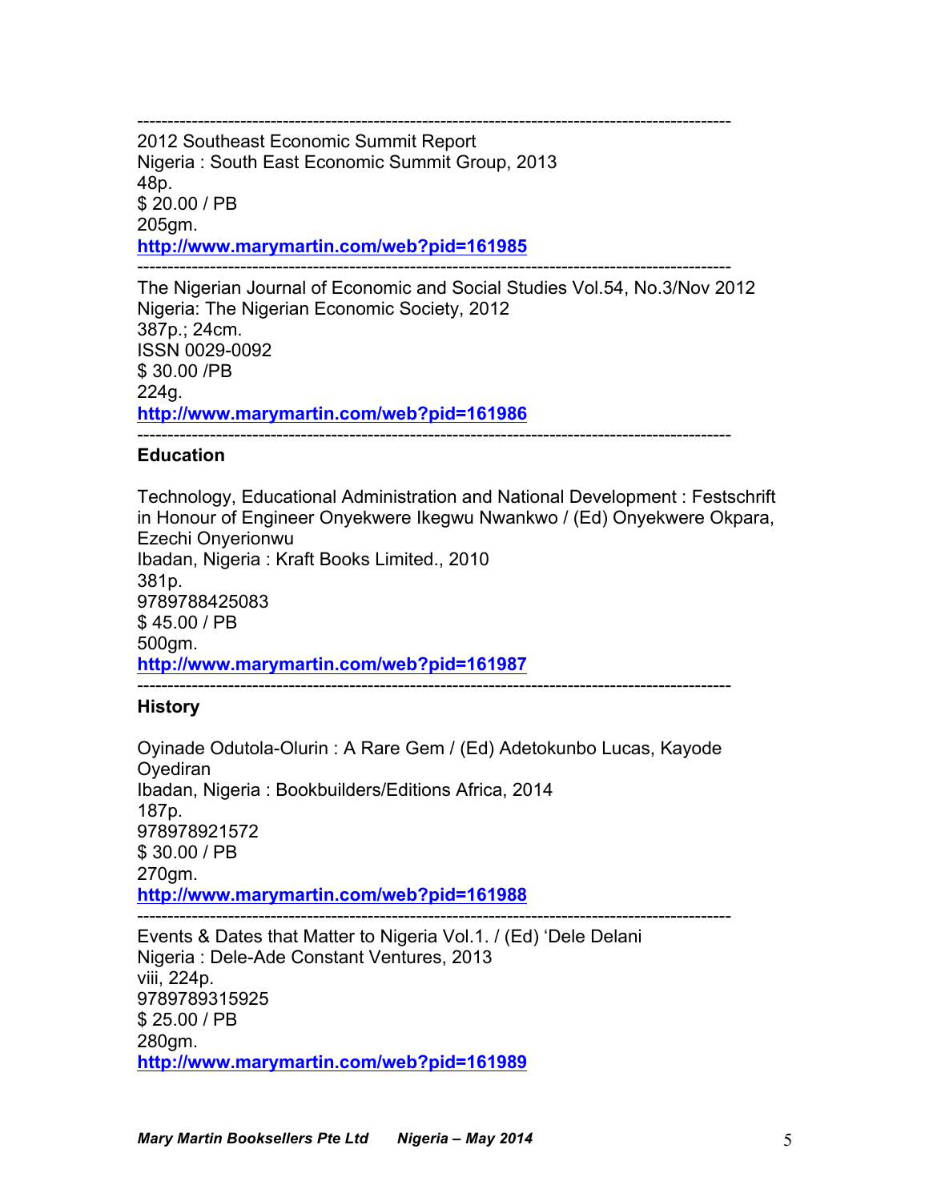---

2012 Southeast Economic Summit Report
Nigeria : South East Economic Summit Group, 2013
48p.
$ 20.00 / PB
205gm.
**http://www.marymartin.com/web?pid=161985**

---

The Nigerian Journal of Economic and Social Studies Vol.54, No.3/Nov 2012
Nigeria: The Nigerian Economic Society, 2012
387p.; 24cm.
ISSN 0029-0092
$ 30.00 /PB
224g.
**http://www.marymartin.com/web?pid=161986**

---

**Education**

Technology, Educational Administration and National Development : Festschrift in Honour of Engineer Onyekwere Ikegwu Nwankwo / (Ed) Onyekwere Okpara, Ezechi Onyerionwu
Ibadan, Nigeria : Kraft Books Limited., 2010
381p.
9789788425083
$ 45.00 / PB
500gm.
**http://www.marymartin.com/web?pid=161987**

---

**History**

Oyinade Odutola-Olurin : A Rare Gem / (Ed) Adetokunbo Lucas, Kayode Oyediran
Ibadan, Nigeria : Bookbuilders/Editions Africa, 2014
187p.
978978921572
$ 30.00 / PB
270gm.
**http://www.marymartin.com/web?pid=161988**

---

Events & Dates that Matter to Nigeria Vol.1. / (Ed) 'Dele Delani
Nigeria : Dele-Ade Constant Ventures, 2013
viii, 224p.
9789789315925
$ 25.00 / PB
280gm.
**http://www.marymartin.com/web?pid=161989**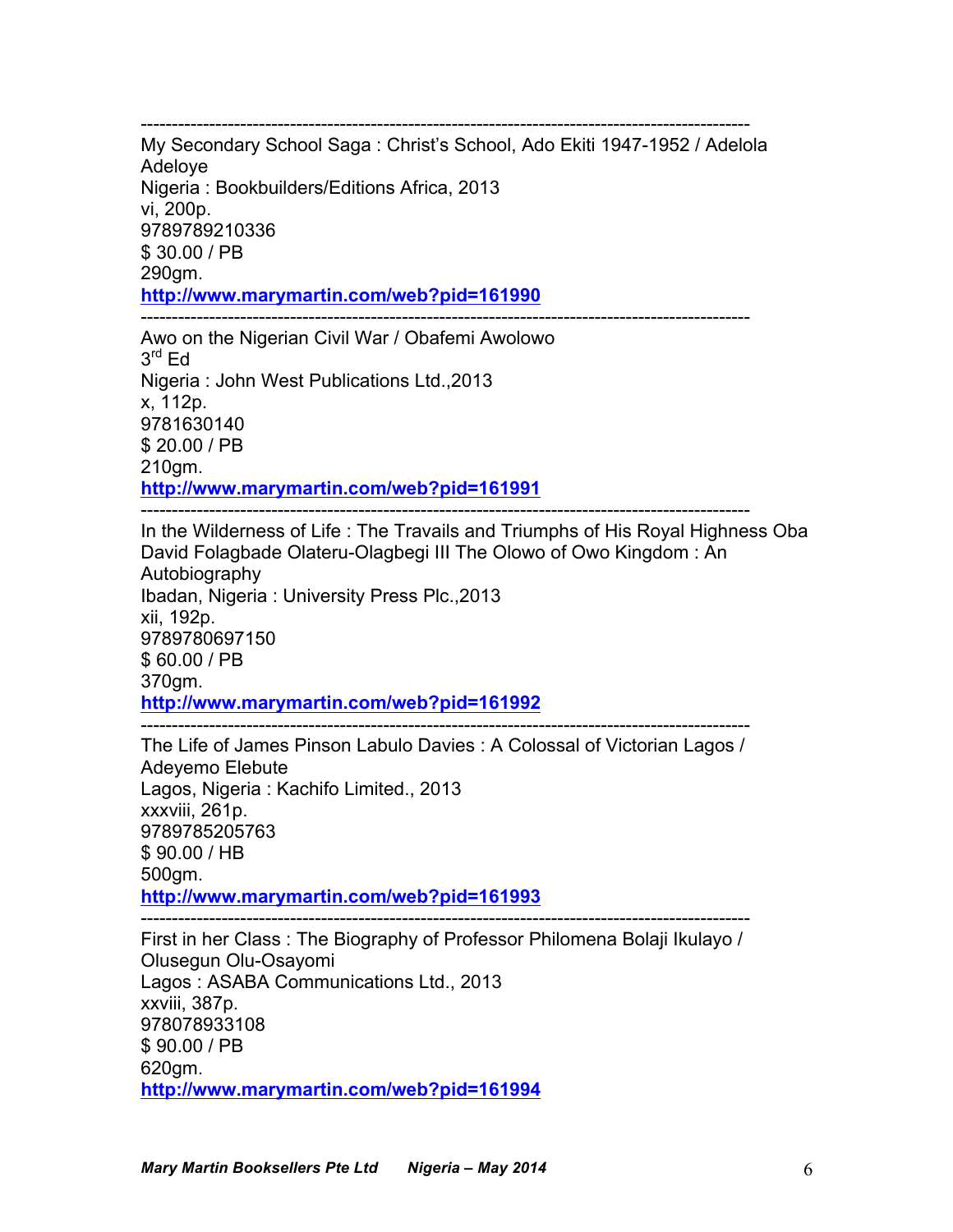---

My Secondary School Saga : Christ's School, Ado Ekiti 1947-1952 / Adelola Adeloye
Nigeria : Bookbuilders/Editions Africa, 2013
vi, 200p.
9789789210336
$ 30.00 / PB
290gm.
**http://www.marymartin.com/web?pid=161990**

---

Awo on the Nigerian Civil War / Obafemi Awolowo
3rd Ed
Nigeria : John West Publications Ltd.,2013
x, 112p.
9781630140
$ 20.00 / PB
210gm.
**http://www.marymartin.com/web?pid=161991**

---

In the Wilderness of Life : The Travails and Triumphs of His Royal Highness Oba David Folagbade Olateru-Olagbegi III The Olowo of Owo Kingdom : An Autobiography
Ibadan, Nigeria : University Press Plc.,2013
xii, 192p.
9789780697150
$ 60.00 / PB
370gm.
**http://www.marymartin.com/web?pid=161992**

---

The Life of James Pinson Labulo Davies : A Colossal of Victorian Lagos / Adeyemo Elebute
Lagos, Nigeria : Kachifo Limited., 2013
xxxviii, 261p.
9789785205763
$ 90.00 / HB
500gm.
**http://www.marymartin.com/web?pid=161993**

---

First in her Class : The Biography of Professor Philomena Bolaji Ikulayo / Olusegun Olu-Osayomi
Lagos : ASABA Communications Ltd., 2013
xxviii, 387p.
978078933108
$ 90.00 / PB
620gm.
**http://www.marymartin.com/web?pid=161994**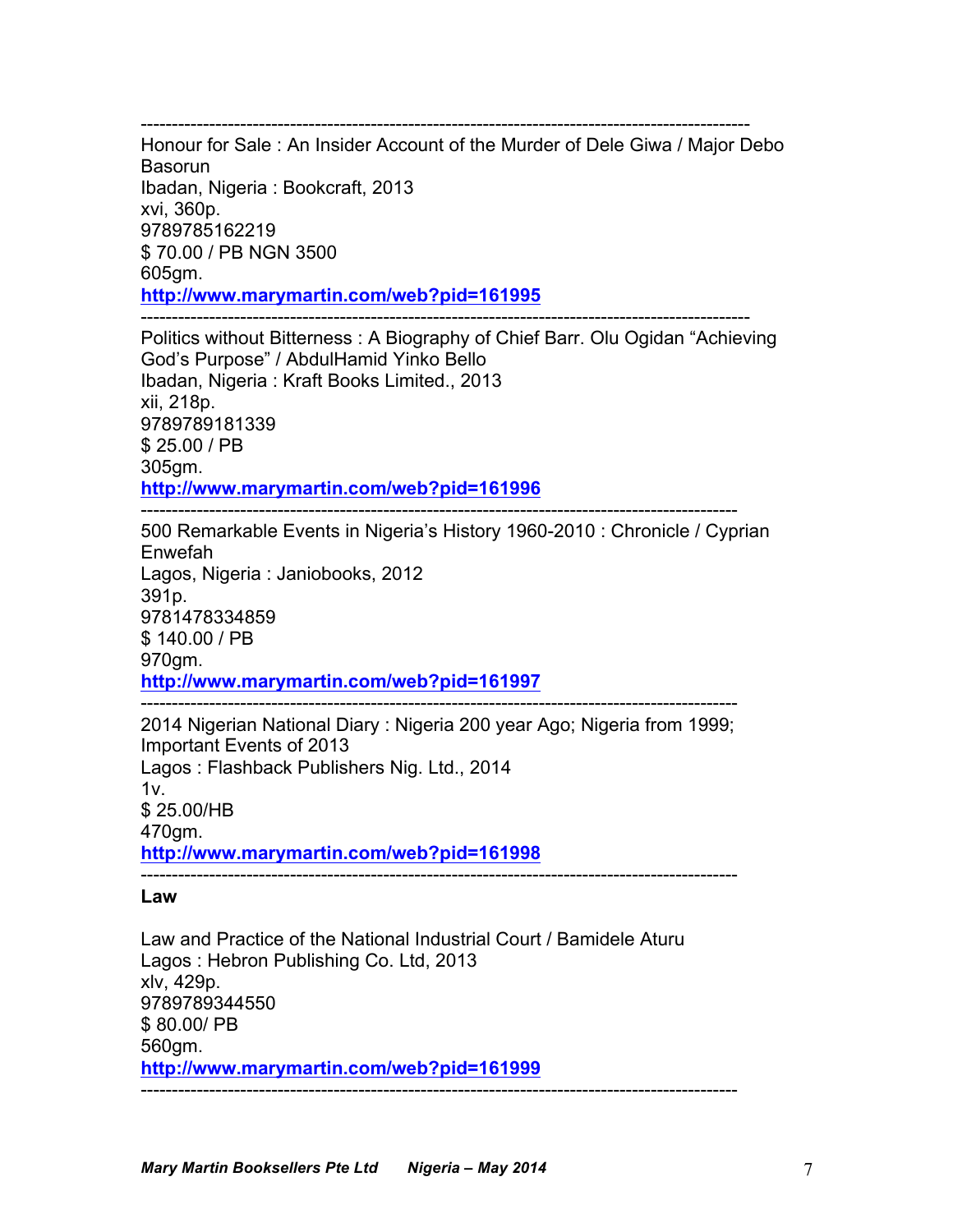---

Honour for Sale : An Insider Account of the Murder of Dele Giwa / Major Debo Basorun
Ibadan, Nigeria : Bookcraft, 2013
xvi, 360p.
9789785162219
$ 70.00 / PB NGN 3500
605gm.
**http://www.marymartin.com/web?pid=161995**

---

Politics without Bitterness : A Biography of Chief Barr. Olu Ogidan "Achieving God's Purpose" / AbdulHamid Yinko Bello
Ibadan, Nigeria : Kraft Books Limited., 2013
xii, 218p.
9789789181339
$ 25.00 / PB
305gm.
**http://www.marymartin.com/web?pid=161996**

---

500 Remarkable Events in Nigeria's History 1960-2010 : Chronicle / Cyprian Enwefah
Lagos, Nigeria : Janiobooks, 2012
391p.
9781478334859
$ 140.00 / PB
970gm.
**http://www.marymartin.com/web?pid=161997**

---

2014 Nigerian National Diary : Nigeria 200 year Ago; Nigeria from 1999; Important Events of 2013
Lagos : Flashback Publishers Nig. Ltd., 2014
1v.
$ 25.00/HB
470gm.
**http://www.marymartin.com/web?pid=161998**

---

**Law**

Law and Practice of the National Industrial Court / Bamidele Aturu
Lagos : Hebron Publishing Co. Ltd, 2013
xlv, 429p.
9789789344550
$ 80.00/ PB
560gm.
**http://www.marymartin.com/web?pid=161999**

---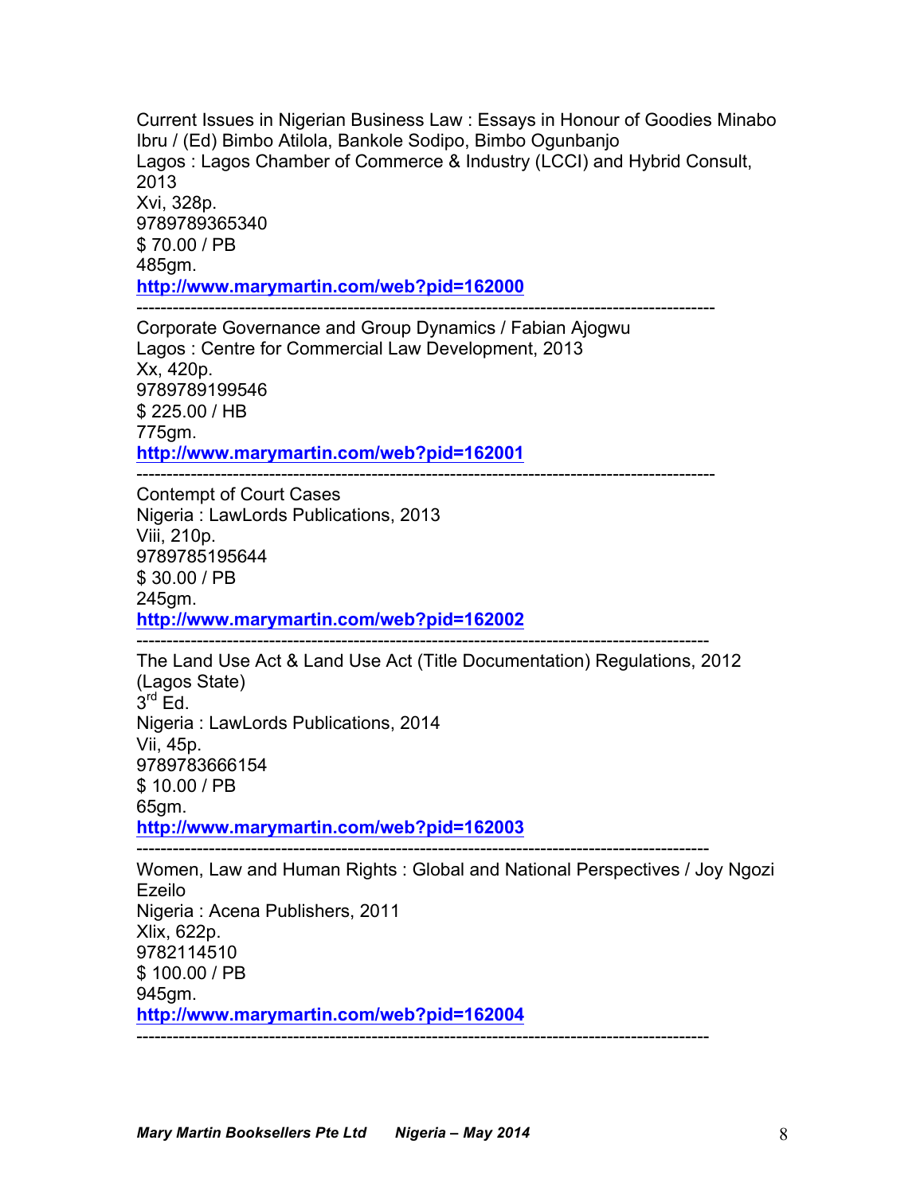Current Issues in Nigerian Business Law : Essays in Honour of Goodies Minabo Ibru / (Ed) Bimbo Atilola, Bankole Sodipo, Bimbo Ogunbanjo
Lagos : Lagos Chamber of Commerce & Industry (LCCI) and Hybrid Consult, 2013
Xvi, 328p.
9789789365340
$ 70.00 / PB
485gm.
**http://www.marymartin.com/web?pid=162000**

---

Corporate Governance and Group Dynamics / Fabian Ajogwu
Lagos : Centre for Commercial Law Development, 2013
Xx, 420p.
9789789199546
$ 225.00 / HB
775gm.
**http://www.marymartin.com/web?pid=162001**

---

Contempt of Court Cases
Nigeria : LawLords Publications, 2013
Viii, 210p.
9789785195644
$ 30.00 / PB
245gm.
**http://www.marymartin.com/web?pid=162002**

---

The Land Use Act & Land Use Act (Title Documentation) Regulations, 2012 (Lagos State)
3rd Ed.
Nigeria : LawLords Publications, 2014
Vii, 45p.
9789783666154
$ 10.00 / PB
65gm.
**http://www.marymartin.com/web?pid=162003**

---

Women, Law and Human Rights : Global and National Perspectives / Joy Ngozi Ezeilo
Nigeria : Acena Publishers, 2011
Xlix, 622p.
9782114510
$ 100.00 / PB
945gm.
**http://www.marymartin.com/web?pid=162004**

---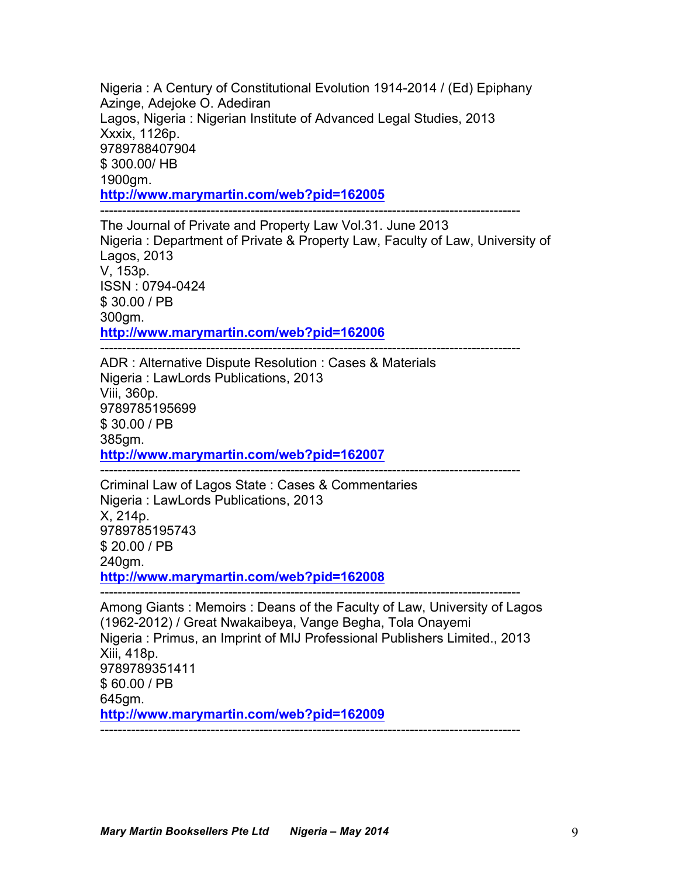Nigeria : A Century of Constitutional Evolution 1914-2014 / (Ed) Epiphany Azinge, Adejoke O. Adediran
Lagos, Nigeria : Nigerian Institute of Advanced Legal Studies, 2013
Xxxix, 1126p.
9789788407904
$ 300.00/ HB
1900gm.
**http://www.marymartin.com/web?pid=162005**

---

The Journal of Private and Property Law Vol.31. June 2013
Nigeria : Department of Private & Property Law, Faculty of Law, University of Lagos, 2013
V, 153p.
ISSN : 0794-0424
$ 30.00 / PB
300gm.
**http://www.marymartin.com/web?pid=162006**

---

ADR : Alternative Dispute Resolution : Cases & Materials
Nigeria : LawLords Publications, 2013
Viii, 360p.
9789785195699
$ 30.00 / PB
385gm.
**http://www.marymartin.com/web?pid=162007**

---

Criminal Law of Lagos State : Cases & Commentaries
Nigeria : LawLords Publications, 2013
X, 214p.
9789785195743
$ 20.00 / PB
240gm.
**http://www.marymartin.com/web?pid=162008**

---

Among Giants : Memoirs : Deans of the Faculty of Law, University of Lagos (1962-2012) / Great Nwakaibeya, Vange Begha, Tola Onayemi
Nigeria : Primus, an Imprint of MIJ Professional Publishers Limited., 2013
Xiii, 418p.
9789789351411
$ 60.00 / PB
645gm.
**http://www.marymartin.com/web?pid=162009**

---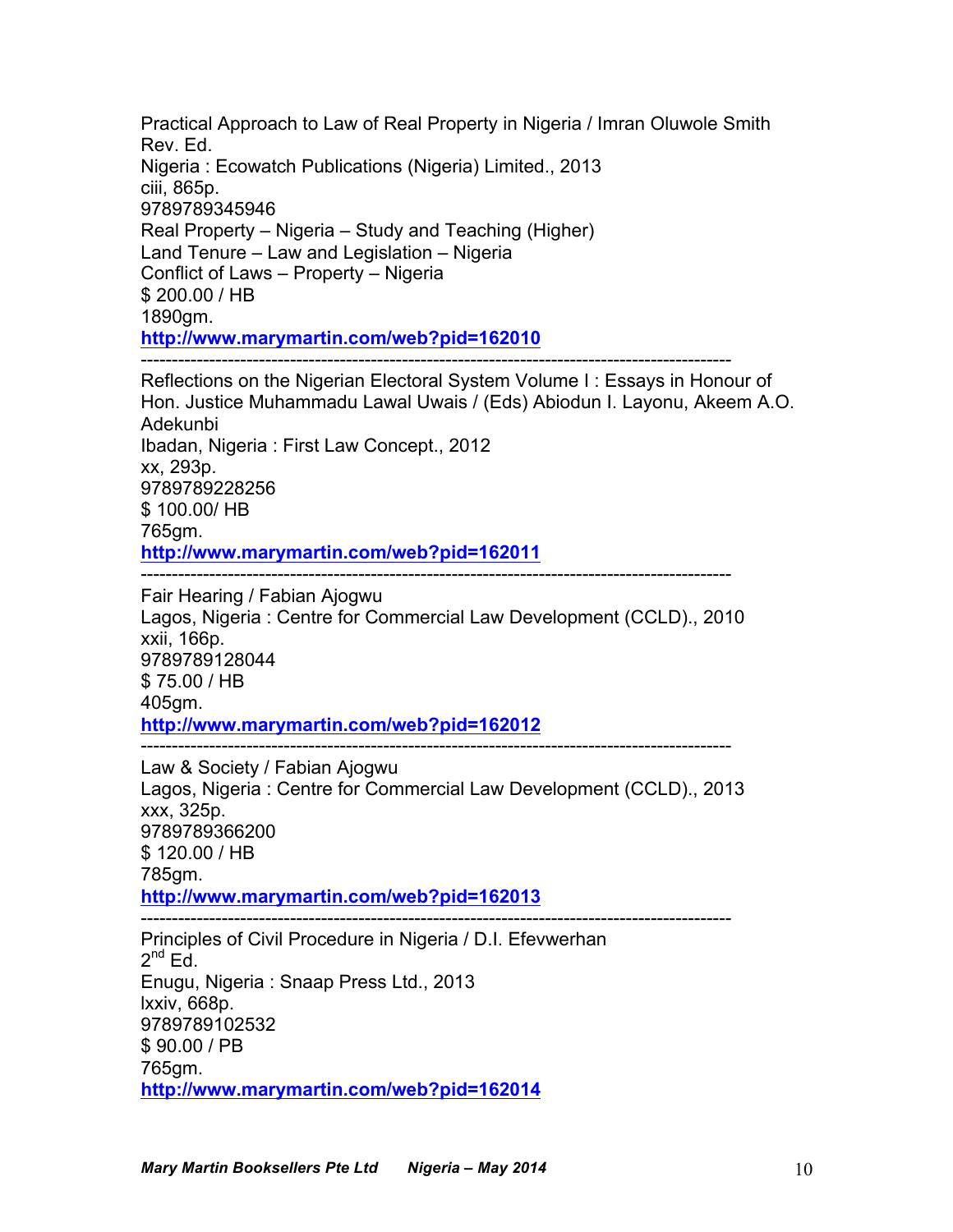Practical Approach to Law of Real Property in Nigeria / Imran Oluwole Smith
Rev. Ed.
Nigeria : Ecowatch Publications (Nigeria) Limited., 2013
ciii, 865p.
9789789345946
Real Property – Nigeria – Study and Teaching (Higher)
Land Tenure – Law and Legislation – Nigeria
Conflict of Laws – Property – Nigeria
$ 200.00 / HB
1890gm.
**http://www.marymartin.com/web?pid=162010**

---

Reflections on the Nigerian Electoral System Volume I : Essays in Honour of Hon. Justice Muhammadu Lawal Uwais / (Eds) Abiodun I. Layonu, Akeem A.O. Adekunbi
Ibadan, Nigeria : First Law Concept., 2012
xx, 293p.
9789789228256
$ 100.00/ HB
765gm.
**http://www.marymartin.com/web?pid=162011**

---

Fair Hearing / Fabian Ajogwu
Lagos, Nigeria : Centre for Commercial Law Development (CCLD)., 2010
xxii, 166p.
9789789128044
$ 75.00 / HB
405gm.
**http://www.marymartin.com/web?pid=162012**

---

Law & Society / Fabian Ajogwu
Lagos, Nigeria : Centre for Commercial Law Development (CCLD)., 2013
xxx, 325p.
9789789366200
$ 120.00 / HB
785gm.
**http://www.marymartin.com/web?pid=162013**

---

Principles of Civil Procedure in Nigeria / D.I. Efevwerhan
2nd Ed.
Enugu, Nigeria : Snaap Press Ltd., 2013
lxxiv, 668p.
9789789102532
$ 90.00 / PB
765gm.
**http://www.marymartin.com/web?pid=162014**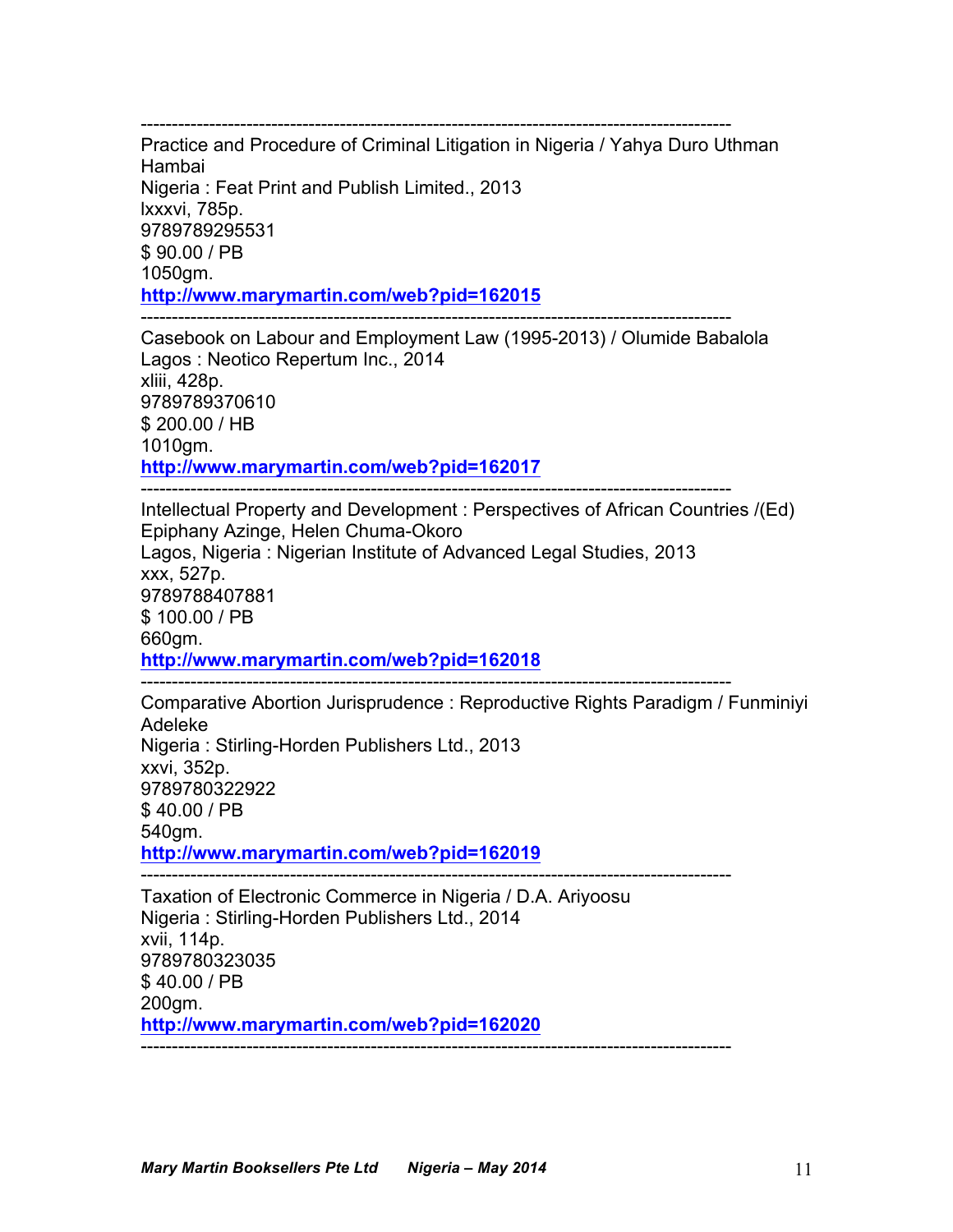----------------------------------------------------------------------------------------------
Practice and Procedure of Criminal Litigation in Nigeria / Yahya Duro Uthman Hambai
Nigeria : Feat Print and Publish Limited., 2013
lxxxvi, 785p.
9789789295531
$ 90.00 / PB
1050gm.
**http://www.marymartin.com/web?pid=162015**
----------------------------------------------------------------------------------------------
Casebook on Labour and Employment Law (1995-2013) / Olumide Babalola
Lagos : Neotico Repertum Inc., 2014
xliii, 428p.
9789789370610
$ 200.00 / HB
1010gm.
**http://www.marymartin.com/web?pid=162017**
----------------------------------------------------------------------------------------------
Intellectual Property and Development : Perspectives of African Countries /(Ed) Epiphany Azinge, Helen Chuma-Okoro
Lagos, Nigeria : Nigerian Institute of Advanced Legal Studies, 2013
xxx, 527p.
9789788407881
$ 100.00 / PB
660gm.
**http://www.marymartin.com/web?pid=162018**
----------------------------------------------------------------------------------------------
Comparative Abortion Jurisprudence : Reproductive Rights Paradigm / Funminiyi Adeleke
Nigeria : Stirling-Horden Publishers Ltd., 2013
xxvi, 352p.
9789780322922
$ 40.00 / PB
540gm.
**http://www.marymartin.com/web?pid=162019**
----------------------------------------------------------------------------------------------
Taxation of Electronic Commerce in Nigeria / D.A. Ariyoosu
Nigeria : Stirling-Horden Publishers Ltd., 2014
xvii, 114p.
9789780323035
$ 40.00 / PB
200gm.
**http://www.marymartin.com/web?pid=162020**
----------------------------------------------------------------------------------------------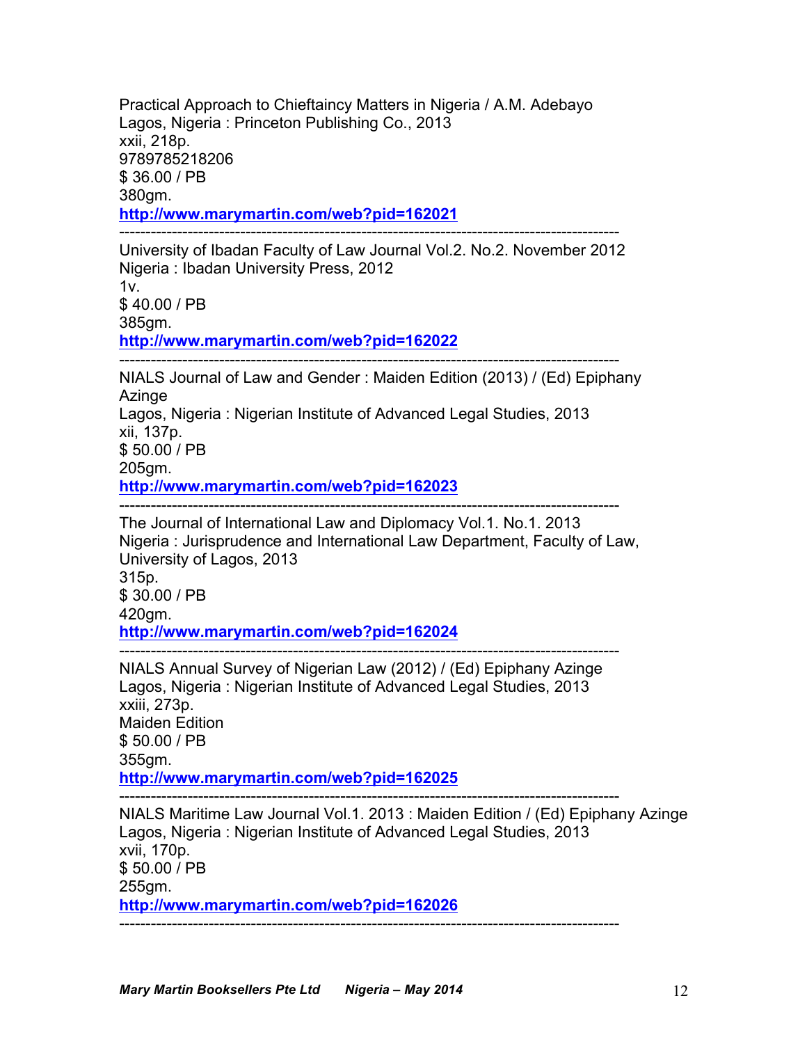Practical Approach to Chieftaincy Matters in Nigeria / A.M. Adebayo
Lagos, Nigeria : Princeton Publishing Co., 2013
xxii, 218p.
9789785218206
$ 36.00 / PB
380gm.
**http://www.marymartin.com/web?pid=162021**

---

University of Ibadan Faculty of Law Journal Vol.2. No.2. November 2012
Nigeria : Ibadan University Press, 2012
1v.
$ 40.00 / PB
385gm.
**http://www.marymartin.com/web?pid=162022**

---

NIALS Journal of Law and Gender : Maiden Edition (2013) / (Ed) Epiphany Azinge
Lagos, Nigeria : Nigerian Institute of Advanced Legal Studies, 2013
xii, 137p.
$ 50.00 / PB
205gm.
**http://www.marymartin.com/web?pid=162023**

---

The Journal of International Law and Diplomacy Vol.1. No.1. 2013
Nigeria : Jurisprudence and International Law Department, Faculty of Law, University of Lagos, 2013
315p.
$ 30.00 / PB
420gm.
**http://www.marymartin.com/web?pid=162024**

---

NIALS Annual Survey of Nigerian Law (2012) / (Ed) Epiphany Azinge
Lagos, Nigeria : Nigerian Institute of Advanced Legal Studies, 2013
xxiii, 273p.
Maiden Edition
$ 50.00 / PB
355gm.
**http://www.marymartin.com/web?pid=162025**

---

NIALS Maritime Law Journal Vol.1. 2013 : Maiden Edition / (Ed) Epiphany Azinge
Lagos, Nigeria : Nigerian Institute of Advanced Legal Studies, 2013
xvii, 170p.
$ 50.00 / PB
255gm.
**http://www.marymartin.com/web?pid=162026**

---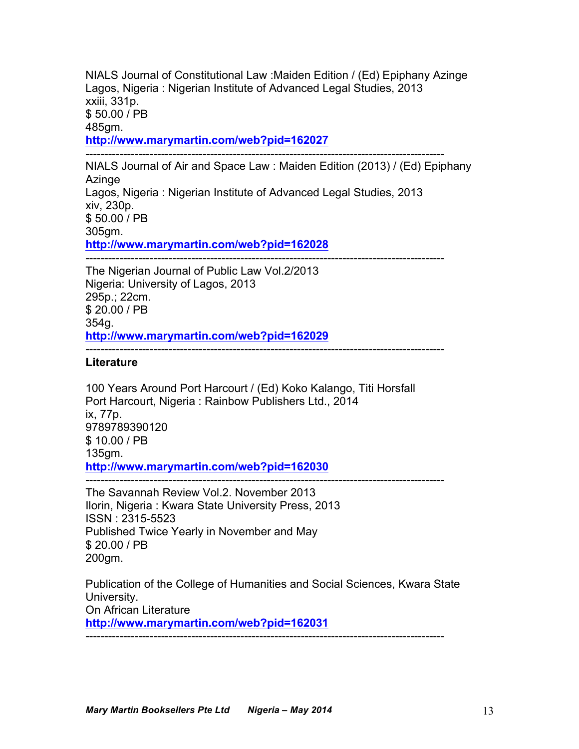NIALS Journal of Constitutional Law :Maiden Edition / (Ed) Epiphany Azinge
Lagos, Nigeria : Nigerian Institute of Advanced Legal Studies, 2013
xxiii, 331p.
$ 50.00 / PB
485gm.
**http://www.marymartin.com/web?pid=162027**

---

NIALS Journal of Air and Space Law : Maiden Edition (2013) / (Ed) Epiphany Azinge
Lagos, Nigeria : Nigerian Institute of Advanced Legal Studies, 2013
xiv, 230p.
$ 50.00 / PB
305gm.
**http://www.marymartin.com/web?pid=162028**

---

The Nigerian Journal of Public Law Vol.2/2013
Nigeria: University of Lagos, 2013
295p.; 22cm.
$ 20.00 / PB
354g.
**http://www.marymartin.com/web?pid=162029**

---

**Literature**

100 Years Around Port Harcourt / (Ed) Koko Kalango, Titi Horsfall
Port Harcourt, Nigeria : Rainbow Publishers Ltd., 2014
ix, 77p.
9789789390120
$ 10.00 / PB
135gm.
**http://www.marymartin.com/web?pid=162030**

---

The Savannah Review Vol.2. November 2013
Ilorin, Nigeria : Kwara State University Press, 2013
ISSN : 2315-5523
Published Twice Yearly in November and May
$ 20.00 / PB
200gm.

Publication of the College of Humanities and Social Sciences, Kwara State University.
On African Literature
**http://www.marymartin.com/web?pid=162031**

---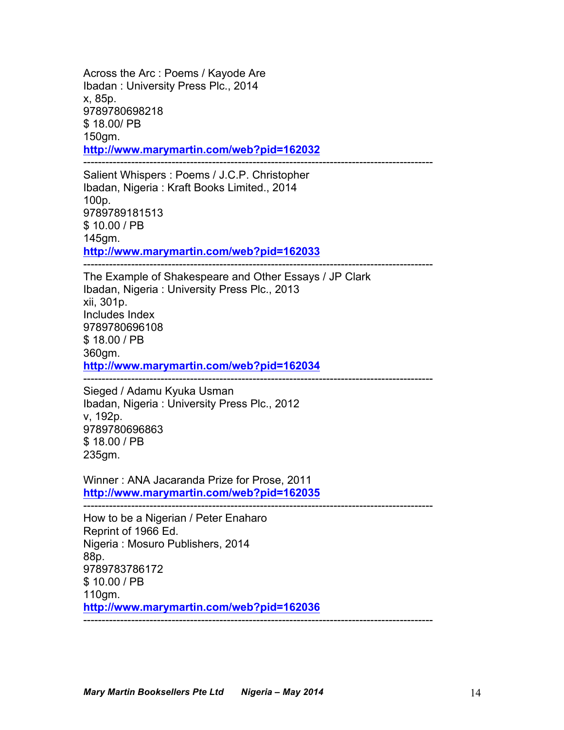Across the Arc : Poems / Kayode Are
Ibadan : University Press Plc., 2014
x, 85p.
9789780698218
$ 18.00/ PB
150gm.
**http://www.marymartin.com/web?pid=162032**

---

Salient Whispers : Poems / J.C.P. Christopher
Ibadan, Nigeria : Kraft Books Limited., 2014
100p.
9789789181513
$ 10.00 / PB
145gm.
**http://www.marymartin.com/web?pid=162033**

---

The Example of Shakespeare and Other Essays / JP Clark
Ibadan, Nigeria : University Press Plc., 2013
xii, 301p.
Includes Index
9789780696108
$ 18.00 / PB
360gm.
**http://www.marymartin.com/web?pid=162034**

---

Sieged / Adamu Kyuka Usman
Ibadan, Nigeria : University Press Plc., 2012
v, 192p.
9789780696863
$ 18.00 / PB
235gm.

Winner : ANA Jacaranda Prize for Prose, 2011
**http://www.marymartin.com/web?pid=162035**

---

How to be a Nigerian / Peter Enaharo
Reprint of 1966 Ed.
Nigeria : Mosuro Publishers, 2014
88p.
9789783786172
$ 10.00 / PB
110gm.
**http://www.marymartin.com/web?pid=162036**

---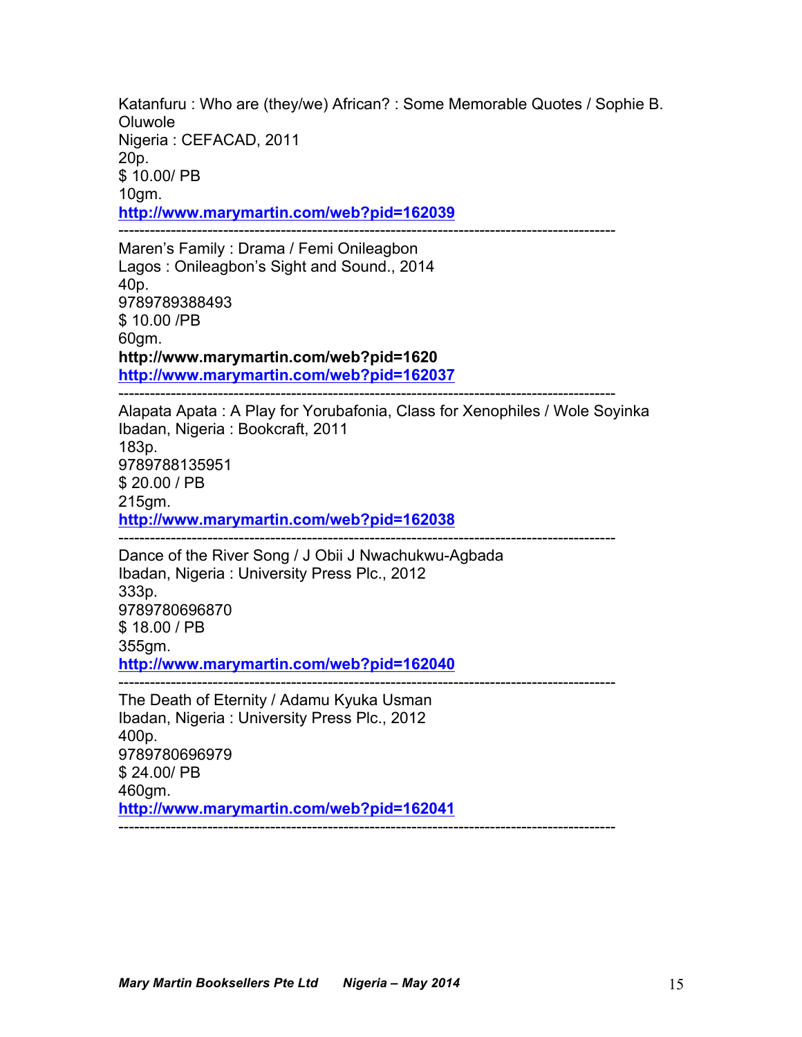Katanfuru : Who are (they/we) African? : Some Memorable Quotes / Sophie B. Oluwole
Nigeria : CEFACAD, 2011
20p.
$ 10.00/ PB
10gm.
**http://www.marymartin.com/web?pid=162039**

---

Maren's Family : Drama / Femi Onileagbon
Lagos : Onileagbon's Sight and Sound., 2014
40p.
9789789388493
$ 10.00 /PB
60gm.
**http://www.marymartin.com/web?pid=1620**
**http://www.marymartin.com/web?pid=162037**

---

Alapata Apata : A Play for Yorubafonia, Class for Xenophiles / Wole Soyinka
Ibadan, Nigeria : Bookcraft, 2011
183p.
9789788135951
$ 20.00 / PB
215gm.
**http://www.marymartin.com/web?pid=162038**

---

Dance of the River Song / J Obii J Nwachukwu-Agbada
Ibadan, Nigeria : University Press Plc., 2012
333p.
9789780696870
$ 18.00 / PB
355gm.
**http://www.marymartin.com/web?pid=162040**

---

The Death of Eternity / Adamu Kyuka Usman
Ibadan, Nigeria : University Press Plc., 2012
400p.
9789780696979
$ 24.00/ PB
460gm.
**http://www.marymartin.com/web?pid=162041**

---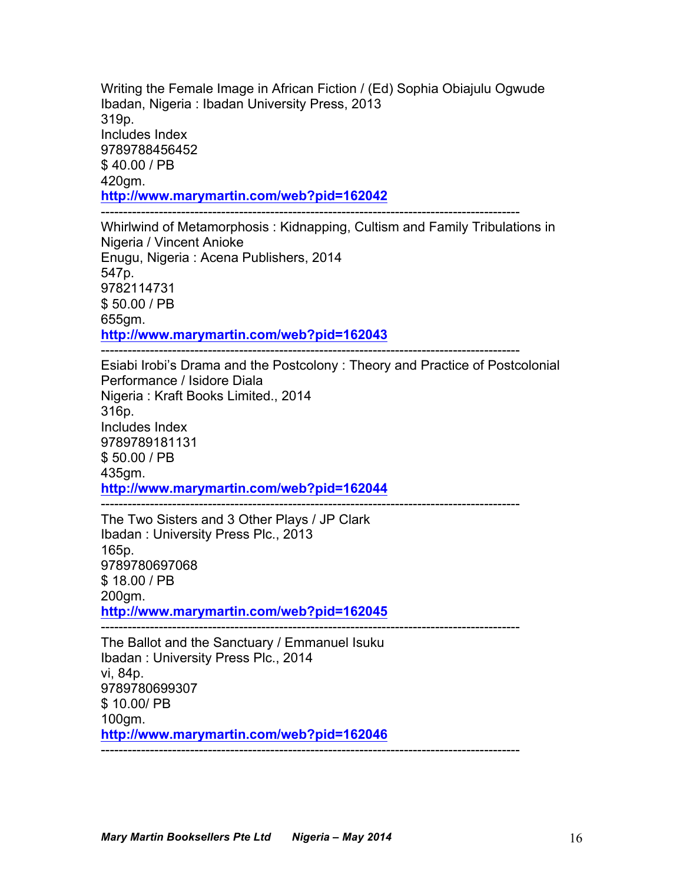Writing the Female Image in African Fiction / (Ed) Sophia Obiajulu Ogwude
Ibadan, Nigeria : Ibadan University Press, 2013
319p.
Includes Index
9789788456452
$ 40.00 / PB
420gm.
**http://www.marymartin.com/web?pid=162042**

---

Whirlwind of Metamorphosis : Kidnapping, Cultism and Family Tribulations in Nigeria / Vincent Anioke
Enugu, Nigeria : Acena Publishers, 2014
547p.
9782114731
$ 50.00 / PB
655gm.
**http://www.marymartin.com/web?pid=162043**

---

Esiabi Irobi's Drama and the Postcolony : Theory and Practice of Postcolonial Performance / Isidore Diala
Nigeria : Kraft Books Limited., 2014
316p.
Includes Index
9789789181131
$ 50.00 / PB
435gm.
**http://www.marymartin.com/web?pid=162044**

---

The Two Sisters and 3 Other Plays / JP Clark
Ibadan : University Press Plc., 2013
165p.
9789780697068
$ 18.00 / PB
200gm.
**http://www.marymartin.com/web?pid=162045**

---

The Ballot and the Sanctuary / Emmanuel Isuku
Ibadan : University Press Plc., 2014
vi, 84p.
9789780699307
$ 10.00/ PB
100gm.
**http://www.marymartin.com/web?pid=162046**

---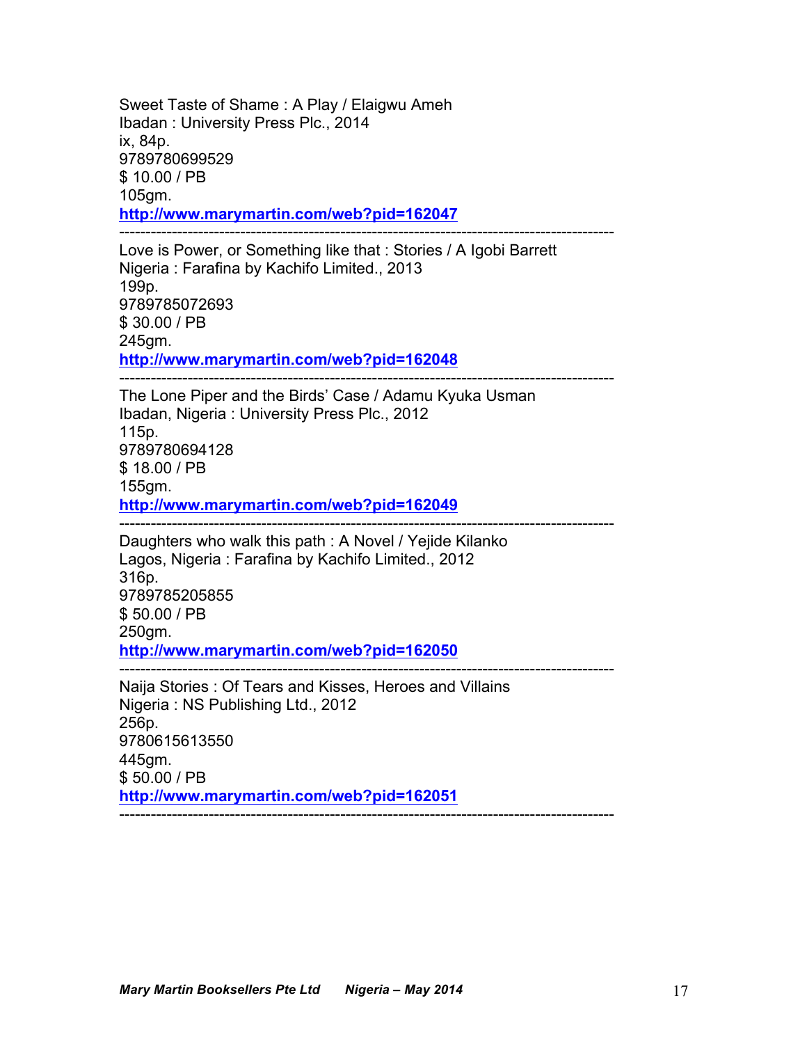Sweet Taste of Shame : A Play / Elaigwu Ameh
Ibadan : University Press Plc., 2014
ix, 84p.
9789780699529
$ 10.00 / PB
105gm.
**http://www.marymartin.com/web?pid=162047**

---

Love is Power, or Something like that : Stories / A Igobi Barrett
Nigeria : Farafina by Kachifo Limited., 2013
199p.
9789785072693
$ 30.00 / PB
245gm.
**http://www.marymartin.com/web?pid=162048**

---

The Lone Piper and the Birds' Case / Adamu Kyuka Usman
Ibadan, Nigeria : University Press Plc., 2012
115p.
9789780694128
$ 18.00 / PB
155gm.
**http://www.marymartin.com/web?pid=162049**

---

Daughters who walk this path : A Novel / Yejide Kilanko
Lagos, Nigeria : Farafina by Kachifo Limited., 2012
316p.
9789785205855
$ 50.00 / PB
250gm.
**http://www.marymartin.com/web?pid=162050**

---

Naija Stories : Of Tears and Kisses, Heroes and Villains
Nigeria : NS Publishing Ltd., 2012
256p.
9780615613550
445gm.
$ 50.00 / PB
**http://www.marymartin.com/web?pid=162051**

---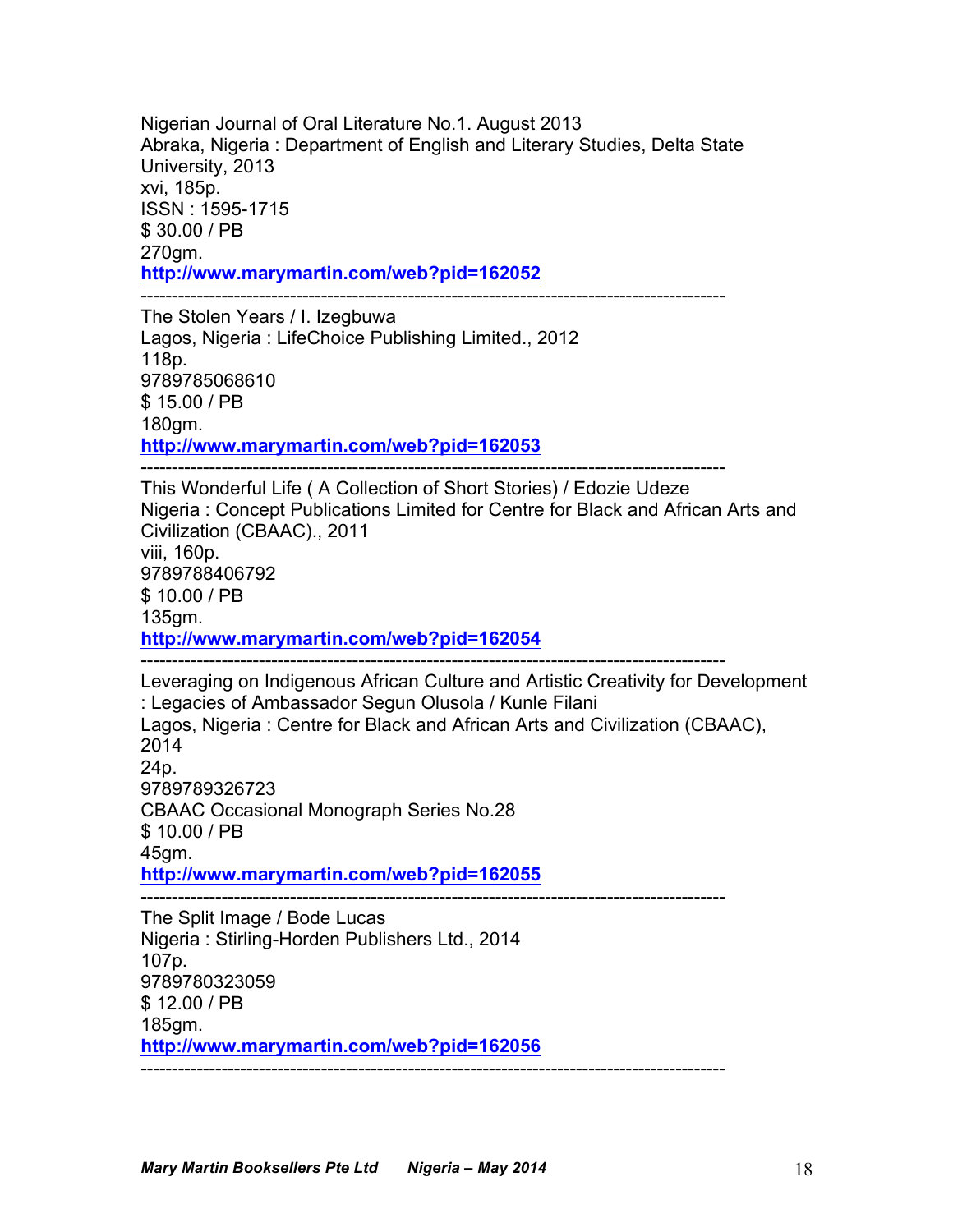Nigerian Journal of Oral Literature No.1. August 2013
Abraka, Nigeria : Department of English and Literary Studies, Delta State University, 2013
xvi, 185p.
ISSN : 1595-1715
$ 30.00 / PB
270gm.
**http://www.marymartin.com/web?pid=162052**

---

The Stolen Years / I. Izegbuwa
Lagos, Nigeria : LifeChoice Publishing Limited., 2012
118p.
9789785068610
$ 15.00 / PB
180gm.
**http://www.marymartin.com/web?pid=162053**

---

This Wonderful Life ( A Collection of Short Stories) / Edozie Udeze
Nigeria : Concept Publications Limited for Centre for Black and African Arts and Civilization (CBAAC)., 2011
viii, 160p.
9789788406792
$ 10.00 / PB
135gm.
**http://www.marymartin.com/web?pid=162054**

---

Leveraging on Indigenous African Culture and Artistic Creativity for Development : Legacies of Ambassador Segun Olusola / Kunle Filani
Lagos, Nigeria : Centre for Black and African Arts and Civilization (CBAAC), 2014
24p.
9789789326723
CBAAC Occasional Monograph Series No.28
$ 10.00 / PB
45gm.
**http://www.marymartin.com/web?pid=162055**

---

The Split Image / Bode Lucas
Nigeria : Stirling-Horden Publishers Ltd., 2014
107p.
9789780323059
$ 12.00 / PB
185gm.
**http://www.marymartin.com/web?pid=162056**

---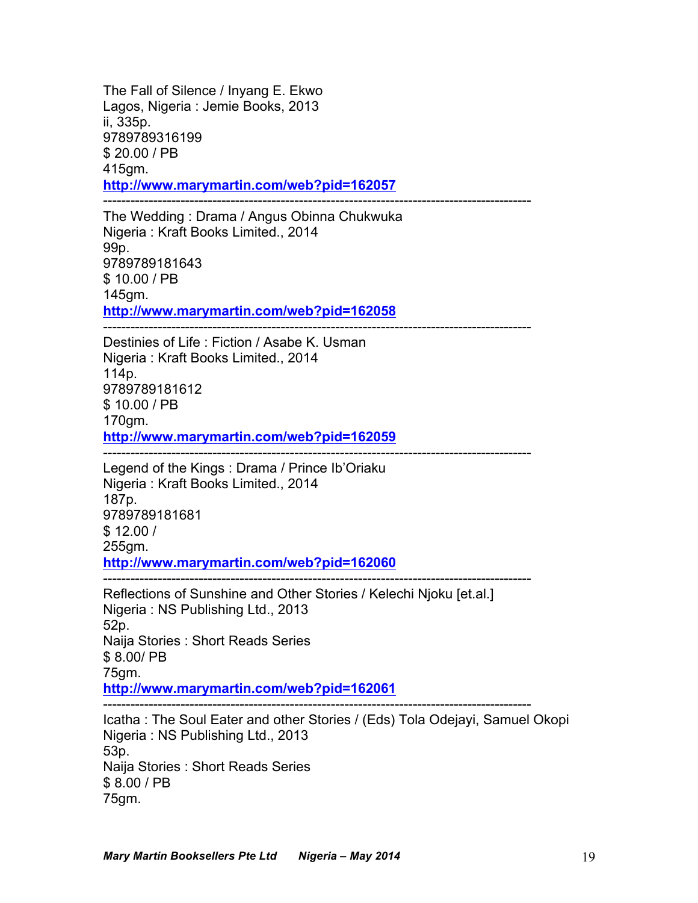The Fall of Silence / Inyang E. Ekwo
Lagos, Nigeria : Jemie Books, 2013
ii, 335p.
9789789316199
$ 20.00 / PB
415gm.
**http://www.marymartin.com/web?pid=162057**

---

The Wedding : Drama / Angus Obinna Chukwuka
Nigeria : Kraft Books Limited., 2014
99p.
9789789181643
$ 10.00 / PB
145gm.
**http://www.marymartin.com/web?pid=162058**

---

Destinies of Life : Fiction / Asabe K. Usman
Nigeria : Kraft Books Limited., 2014
114p.
9789789181612
$ 10.00 / PB
170gm.
**http://www.marymartin.com/web?pid=162059**

---

Legend of the Kings : Drama / Prince Ib'Oriaku
Nigeria : Kraft Books Limited., 2014
187p.
9789789181681
$ 12.00 /
255gm.
**http://www.marymartin.com/web?pid=162060**

---

Reflections of Sunshine and Other Stories / Kelechi Njoku [et.al.]
Nigeria : NS Publishing Ltd., 2013
52p.
Naija Stories : Short Reads Series
$ 8.00/ PB
75gm.
**http://www.marymartin.com/web?pid=162061**

---

Icatha : The Soul Eater and other Stories / (Eds) Tola Odejayi, Samuel Okopi
Nigeria : NS Publishing Ltd., 2013
53p.
Naija Stories : Short Reads Series
$ 8.00 / PB
75gm.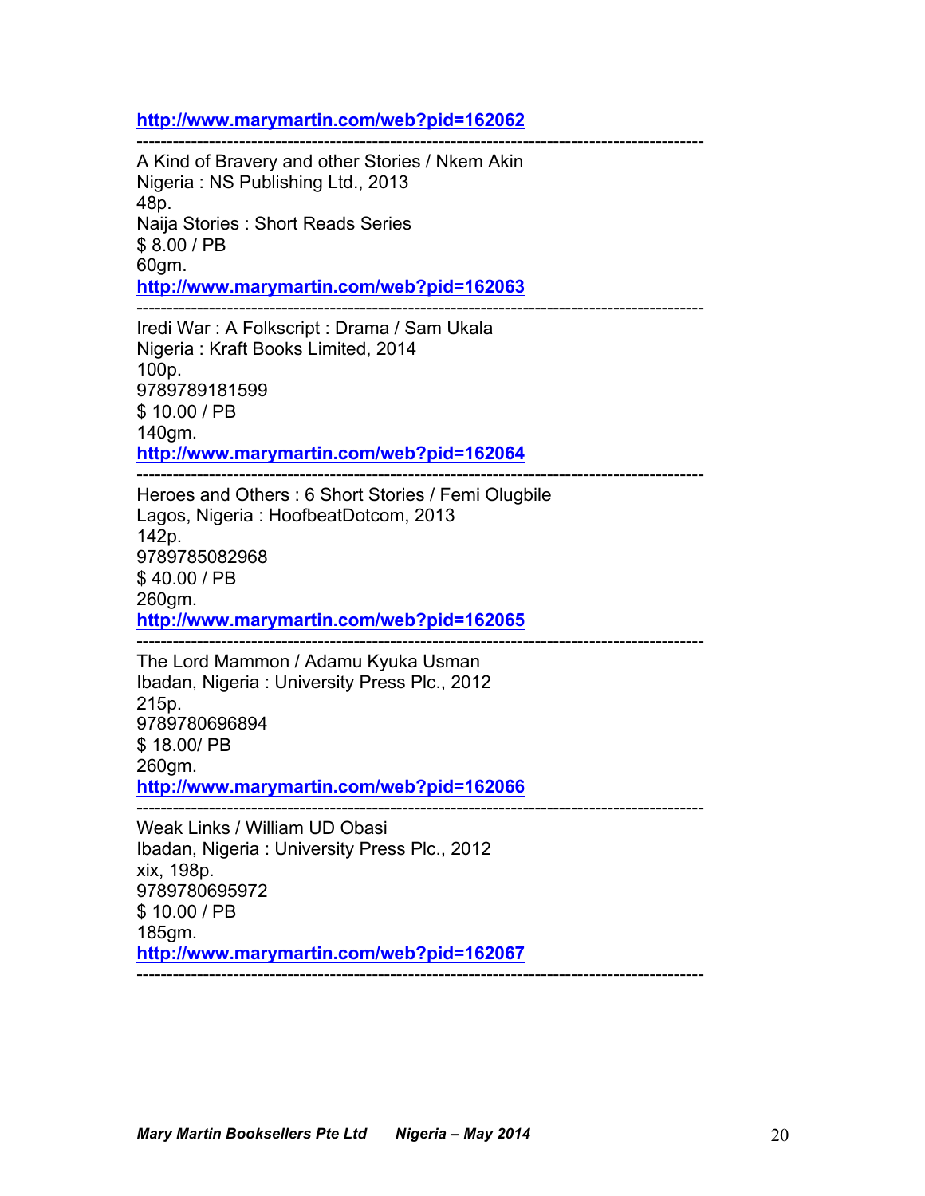**http://www.marymartin.com/web?pid=162062**

---

A Kind of Bravery and other Stories / Nkem Akin
Nigeria : NS Publishing Ltd., 2013
48p.
Naija Stories : Short Reads Series
$ 8.00 / PB
60gm.
**http://www.marymartin.com/web?pid=162063**

---

Iredi War : A Folkscript : Drama / Sam Ukala
Nigeria : Kraft Books Limited, 2014
100p.
9789789181599
$ 10.00 / PB
140gm.
**http://www.marymartin.com/web?pid=162064**

---

Heroes and Others : 6 Short Stories / Femi Olugbile
Lagos, Nigeria : HoofbeatDotcom, 2013
142p.
9789785082968
$ 40.00 / PB
260gm.
**http://www.marymartin.com/web?pid=162065**

---

The Lord Mammon / Adamu Kyuka Usman
Ibadan, Nigeria : University Press Plc., 2012
215p.
9789780696894
$ 18.00/ PB
260gm.
**http://www.marymartin.com/web?pid=162066**

---

Weak Links / William UD Obasi
Ibadan, Nigeria : University Press Plc., 2012
xix, 198p.
9789780695972
$ 10.00 / PB
185gm.
**http://www.marymartin.com/web?pid=162067**

---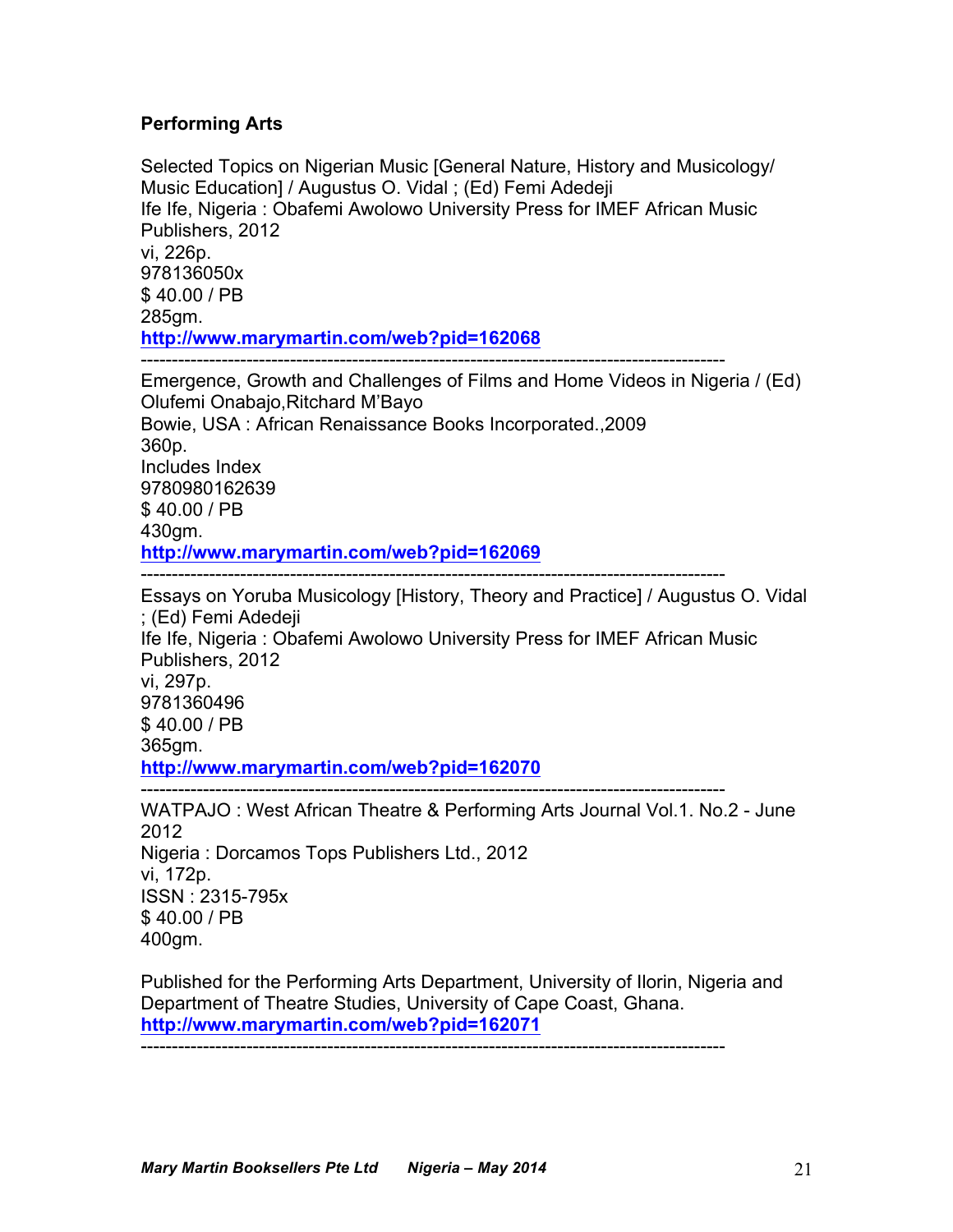**Performing Arts**

Selected Topics on Nigerian Music [General Nature, History and Musicology/ Music Education] / Augustus O. Vidal ; (Ed) Femi Adedeji
Ife Ife, Nigeria : Obafemi Awolowo University Press for IMEF African Music Publishers, 2012
vi, 226p.
978136050x
$ 40.00 / PB
285gm.
http://www.marymartin.com/web?pid=162068

---

Emergence, Growth and Challenges of Films and Home Videos in Nigeria / (Ed) Olufemi Onabajo,Ritchard M'Bayo
Bowie, USA : African Renaissance Books Incorporated.,2009
360p.
Includes Index
9780980162639
$ 40.00 / PB
430gm.
http://www.marymartin.com/web?pid=162069

---

Essays on Yoruba Musicology [History, Theory and Practice] / Augustus O. Vidal ; (Ed) Femi Adedeji
Ife Ife, Nigeria : Obafemi Awolowo University Press for IMEF African Music Publishers, 2012
vi, 297p.
9781360496
$ 40.00 / PB
365gm.
http://www.marymartin.com/web?pid=162070

---

WATPAJO : West African Theatre & Performing Arts Journal Vol.1. No.2 - June 2012
Nigeria : Dorcamos Tops Publishers Ltd., 2012
vi, 172p.
ISSN : 2315-795x
$ 40.00 / PB
400gm.

Published for the Performing Arts Department, University of Ilorin, Nigeria and Department of Theatre Studies, University of Cape Coast, Ghana.
http://www.marymartin.com/web?pid=162071

---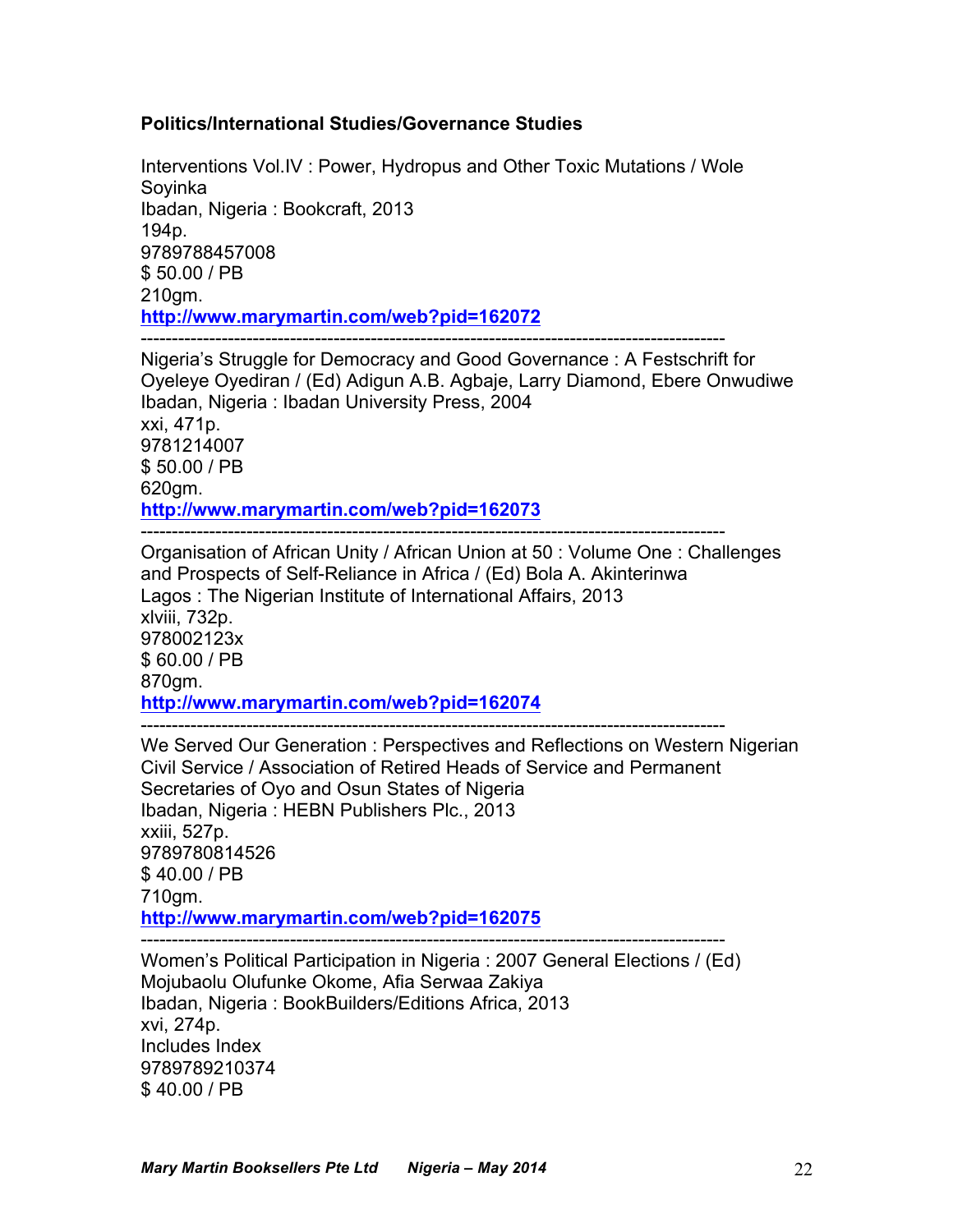**Politics/International Studies/Governance Studies**

Interventions Vol.IV : Power, Hydropus and Other Toxic Mutations / Wole Soyinka
Ibadan, Nigeria : Bookcraft, 2013
194p.
9789788457008
$ 50.00 / PB
210gm.
[http://www.marymartin.com/web?pid=162072](http://www.marymartin.com/web?pid=162072)

---

Nigeria's Struggle for Democracy and Good Governance : A Festschrift for Oyeleye Oyediran / (Ed) Adigun A.B. Agbaje, Larry Diamond, Ebere Onwudiwe
Ibadan, Nigeria : Ibadan University Press, 2004
xxi, 471p.
9781214007
$ 50.00 / PB
620gm.
[http://www.marymartin.com/web?pid=162073](http://www.marymartin.com/web?pid=162073)

---

Organisation of African Unity / African Union at 50 : Volume One : Challenges and Prospects of Self-Reliance in Africa / (Ed) Bola A. Akinterinwa
Lagos : The Nigerian Institute of International Affairs, 2013
xlviii, 732p.
978002123x
$ 60.00 / PB
870gm.
[http://www.marymartin.com/web?pid=162074](http://www.marymartin.com/web?pid=162074)

---

We Served Our Generation : Perspectives and Reflections on Western Nigerian Civil Service / Association of Retired Heads of Service and Permanent Secretaries of Oyo and Osun States of Nigeria
Ibadan, Nigeria : HEBN Publishers Plc., 2013
xxiii, 527p.
9789780814526
$ 40.00 / PB
710gm.
[http://www.marymartin.com/web?pid=162075](http://www.marymartin.com/web?pid=162075)

---

Women's Political Participation in Nigeria : 2007 General Elections / (Ed) Mojubaolu Olufunke Okome, Afia Serwaa Zakiya
Ibadan, Nigeria : BookBuilders/Editions Africa, 2013
xvi, 274p.
Includes Index
9789789210374
$ 40.00 / PB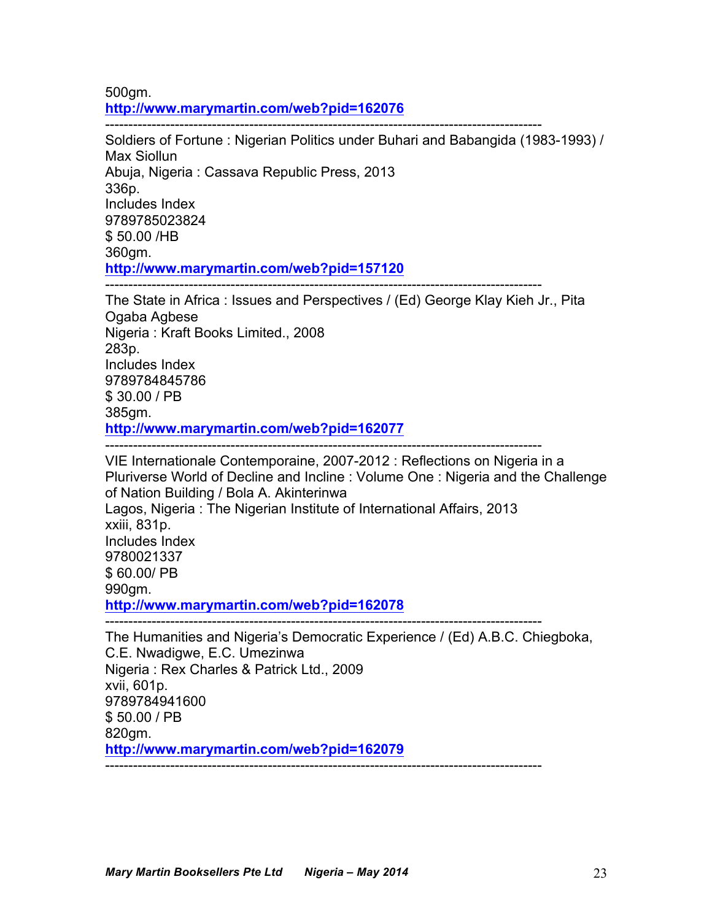500gm.
http://www.marymartin.com/web?pid=162076

--------------------------------------------------------------------------------------------

Soldiers of Fortune : Nigerian Politics under Buhari and Babangida (1983-1993) / Max Siollun
Abuja, Nigeria : Cassava Republic Press, 2013
336p.
Includes Index
9789785023824
$ 50.00 /HB
360gm.
http://www.marymartin.com/web?pid=157120

--------------------------------------------------------------------------------------------

The State in Africa : Issues and Perspectives / (Ed) George Klay Kieh Jr., Pita Ogaba Agbese
Nigeria : Kraft Books Limited., 2008
283p.
Includes Index
9789784845786
$ 30.00 / PB
385gm.
http://www.marymartin.com/web?pid=162077

--------------------------------------------------------------------------------------------

VIE Internationale Contemporaine, 2007-2012 : Reflections on Nigeria in a Pluriverse World of Decline and Incline : Volume One : Nigeria and the Challenge of Nation Building / Bola A. Akinterinwa
Lagos, Nigeria : The Nigerian Institute of International Affairs, 2013
xxiii, 831p.
Includes Index
9780021337
$ 60.00/ PB
990gm.
http://www.marymartin.com/web?pid=162078

--------------------------------------------------------------------------------------------

The Humanities and Nigeria's Democratic Experience / (Ed) A.B.C. Chiegboka, C.E. Nwadigwe, E.C. Umezinwa
Nigeria : Rex Charles & Patrick Ltd., 2009
xvii, 601p.
9789784941600
$ 50.00 / PB
820gm.
http://www.marymartin.com/web?pid=162079

--------------------------------------------------------------------------------------------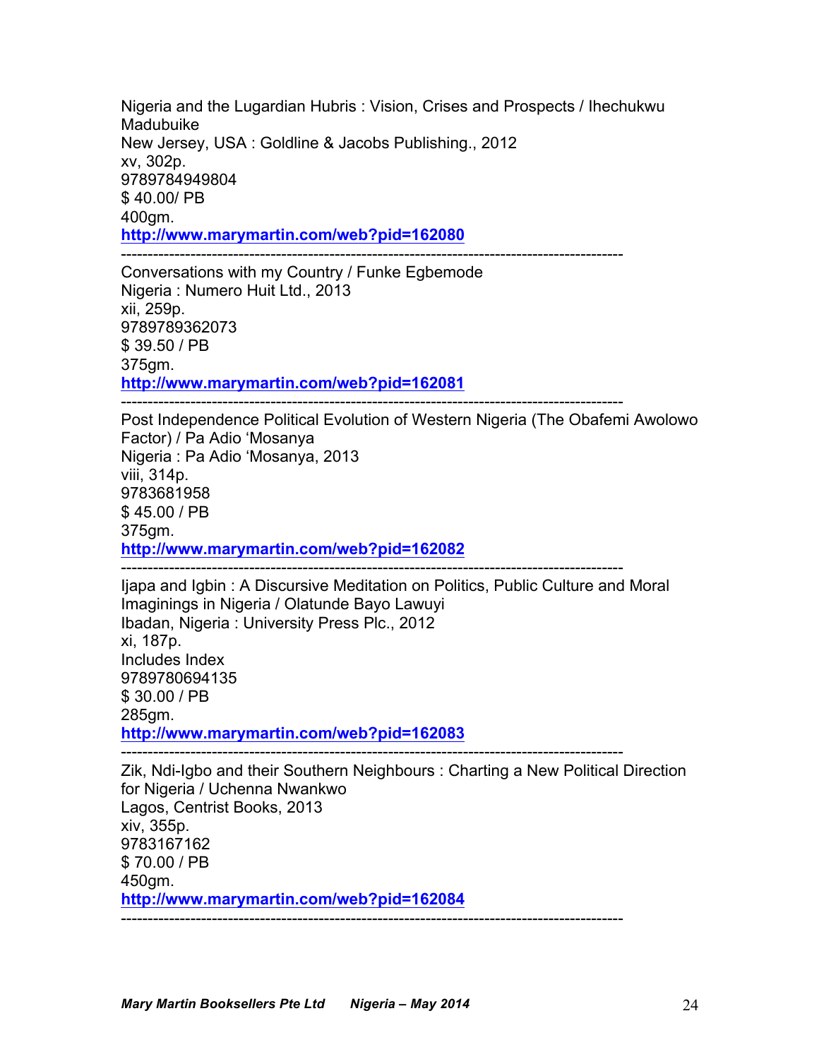Nigeria and the Lugardian Hubris : Vision, Crises and Prospects / Ihechukwu Madubuike
New Jersey, USA : Goldline & Jacobs Publishing., 2012
xv, 302p.
9789784949804
$ 40.00/ PB
400gm.
**http://www.marymartin.com/web?pid=162080**

---

Conversations with my Country / Funke Egbemode
Nigeria : Numero Huit Ltd., 2013
xii, 259p.
9789789362073
$ 39.50 / PB
375gm.
**http://www.marymartin.com/web?pid=162081**

---

Post Independence Political Evolution of Western Nigeria (The Obafemi Awolowo Factor) / Pa Adio 'Mosanya
Nigeria : Pa Adio 'Mosanya, 2013
viii, 314p.
9783681958
$ 45.00 / PB
375gm.
**http://www.marymartin.com/web?pid=162082**

---

Ijapa and Igbin : A Discursive Meditation on Politics, Public Culture and Moral Imaginings in Nigeria / Olatunde Bayo Lawuyi
Ibadan, Nigeria : University Press Plc., 2012
xi, 187p.
Includes Index
9789780694135
$ 30.00 / PB
285gm.
**http://www.marymartin.com/web?pid=162083**

---

Zik, Ndi-Igbo and their Southern Neighbours : Charting a New Political Direction for Nigeria / Uchenna Nwankwo
Lagos, Centrist Books, 2013
xiv, 355p.
9783167162
$ 70.00 / PB
450gm.
**http://www.marymartin.com/web?pid=162084**

---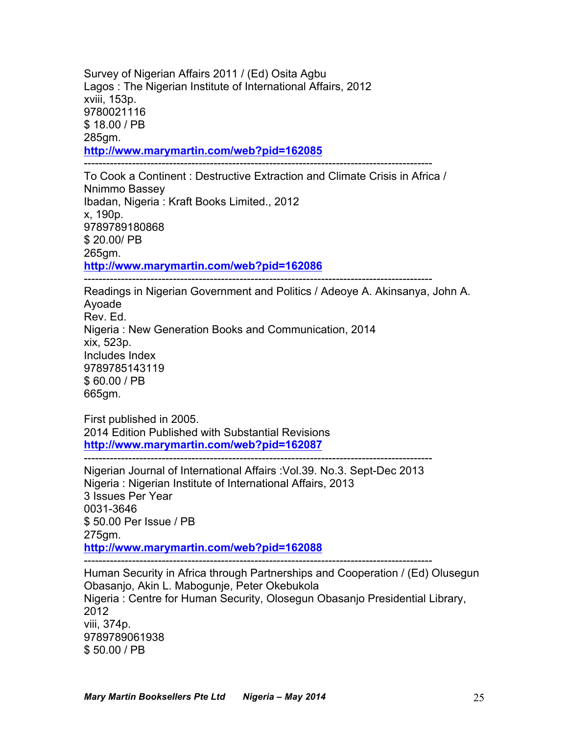Survey of Nigerian Affairs 2011 / (Ed) Osita Agbu
Lagos : The Nigerian Institute of International Affairs, 2012
xviii, 153p.
9780021116
$ 18.00 / PB
285gm.
**http://www.marymartin.com/web?pid=162085**

---

To Cook a Continent : Destructive Extraction and Climate Crisis in Africa / Nnimmo Bassey
Ibadan, Nigeria : Kraft Books Limited., 2012
x, 190p.
9789789180868
$ 20.00/ PB
265gm.
**http://www.marymartin.com/web?pid=162086**

---

Readings in Nigerian Government and Politics / Adeoye A. Akinsanya, John A. Ayoade
Rev. Ed.
Nigeria : New Generation Books and Communication, 2014
xix, 523p.
Includes Index
9789785143119
$ 60.00 / PB
665gm.

First published in 2005.
2014 Edition Published with Substantial Revisions
**http://www.marymartin.com/web?pid=162087**

---

Nigerian Journal of International Affairs :Vol.39. No.3. Sept-Dec 2013
Nigeria : Nigerian Institute of International Affairs, 2013
3 Issues Per Year
0031-3646
$ 50.00 Per Issue / PB
275gm.
**http://www.marymartin.com/web?pid=162088**

---

Human Security in Africa through Partnerships and Cooperation / (Ed) Olusegun Obasanjo, Akin L. Mabogunje, Peter Okebukola
Nigeria : Centre for Human Security, Olosegun Obasanjo Presidential Library, 2012
viii, 374p.
9789789061938
$ 50.00 / PB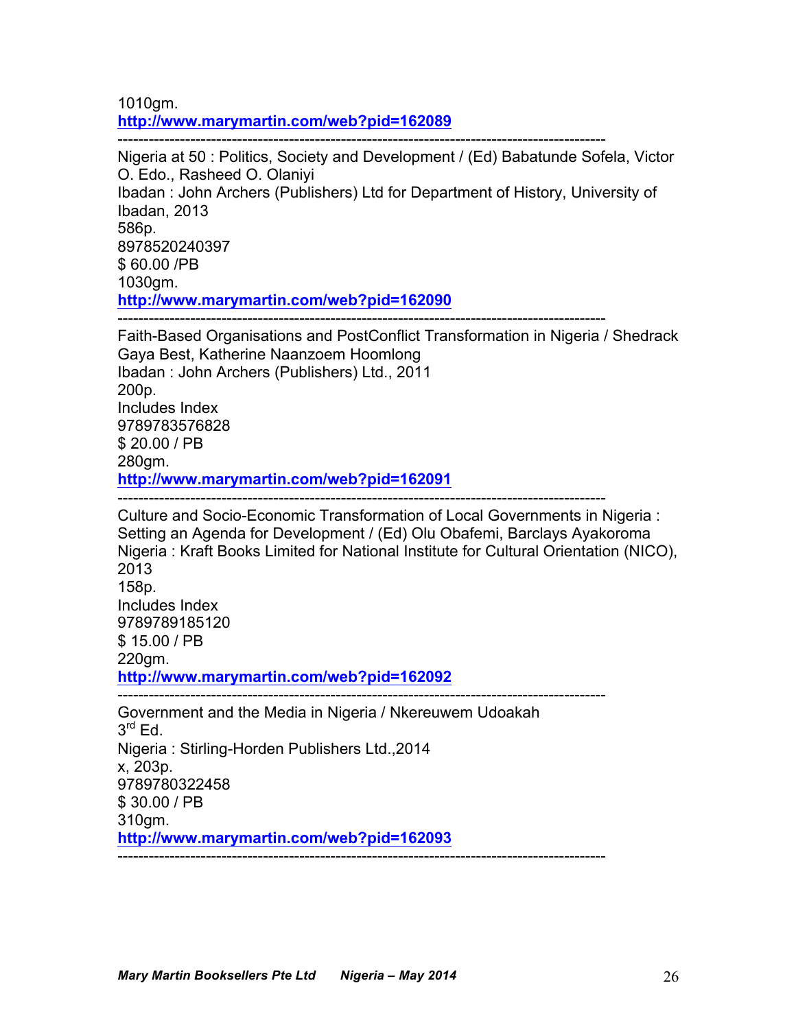1010gm.
**http://www.marymartin.com/web?pid=162089**

---

Nigeria at 50 : Politics, Society and Development / (Ed) Babatunde Sofela, Victor O. Edo., Rasheed O. Olaniyi
Ibadan : John Archers (Publishers) Ltd for Department of History, University of Ibadan, 2013
586p.
8978520240397
$ 60.00 /PB
1030gm.
**http://www.marymartin.com/web?pid=162090**

---

Faith-Based Organisations and PostConflict Transformation in Nigeria / Shedrack Gaya Best, Katherine Naanzoem Hoomlong
Ibadan : John Archers (Publishers) Ltd., 2011
200p.
Includes Index
9789783576828
$ 20.00 / PB
280gm.
**http://www.marymartin.com/web?pid=162091**

---

Culture and Socio-Economic Transformation of Local Governments in Nigeria : Setting an Agenda for Development / (Ed) Olu Obafemi, Barclays Ayakoroma
Nigeria : Kraft Books Limited for National Institute for Cultural Orientation (NICO), 2013
158p.
Includes Index
9789789185120
$ 15.00 / PB
220gm.
**http://www.marymartin.com/web?pid=162092**

---

Government and the Media in Nigeria / Nkereuwem Udoakah
3rd Ed.
Nigeria : Stirling-Horden Publishers Ltd.,2014
x, 203p.
9789780322458
$ 30.00 / PB
310gm.
**http://www.marymartin.com/web?pid=162093**

---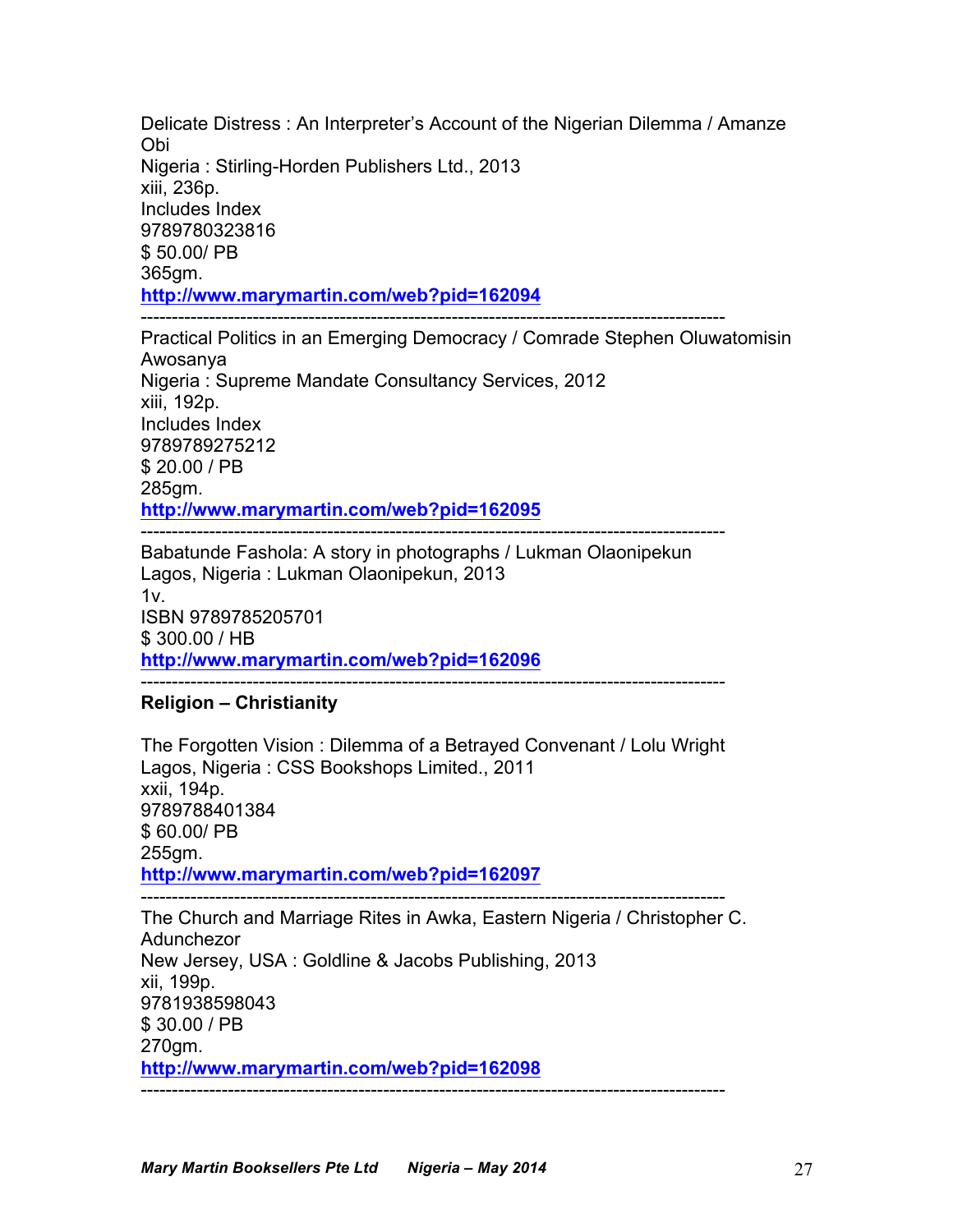Delicate Distress : An Interpreter's Account of the Nigerian Dilemma / Amanze Obi
Nigeria : Stirling-Horden Publishers Ltd., 2013
xiii, 236p.
Includes Index
9789780323816
$ 50.00/ PB
365gm.
**http://www.marymartin.com/web?pid=162094**

---

Practical Politics in an Emerging Democracy / Comrade Stephen Oluwatomisin Awosanya
Nigeria : Supreme Mandate Consultancy Services, 2012
xiii, 192p.
Includes Index
9789789275212
$ 20.00 / PB
285gm.
**http://www.marymartin.com/web?pid=162095**

---

Babatunde Fashola: A story in photographs / Lukman Olaonipekun
Lagos, Nigeria : Lukman Olaonipekun, 2013
1v.
ISBN 9789785205701
$ 300.00 / HB
**http://www.marymartin.com/web?pid=162096**

---

**Religion – Christianity**

The Forgotten Vision : Dilemma of a Betrayed Convenant / Lolu Wright
Lagos, Nigeria : CSS Bookshops Limited., 2011
xxii, 194p.
9789788401384
$ 60.00/ PB
255gm.
**http://www.marymartin.com/web?pid=162097**

---

The Church and Marriage Rites in Awka, Eastern Nigeria / Christopher C. Adunchezor
New Jersey, USA : Goldline & Jacobs Publishing, 2013
xii, 199p.
9781938598043
$ 30.00 / PB
270gm.
**http://www.marymartin.com/web?pid=162098**

---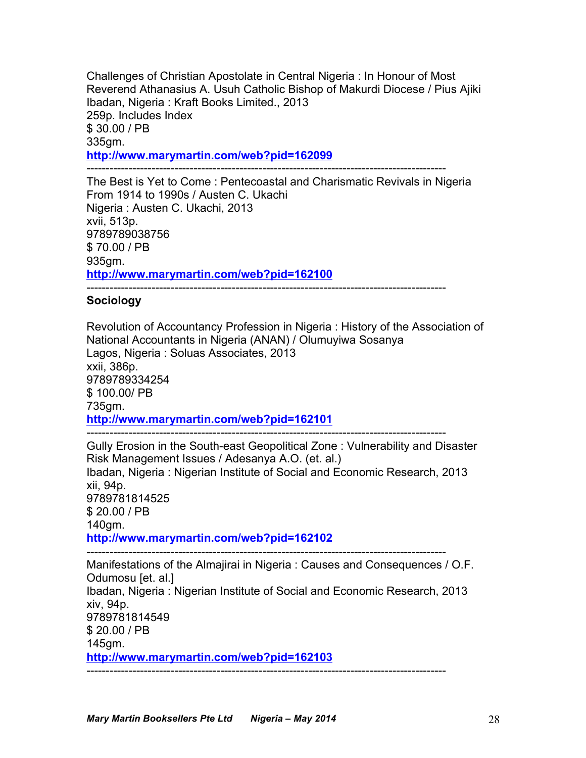Challenges of Christian Apostolate in Central Nigeria : In Honour of Most Reverend Athanasius A. Usuh Catholic Bishop of Makurdi Diocese / Pius Ajiki
Ibadan, Nigeria : Kraft Books Limited., 2013
259p. Includes Index
$ 30.00 / PB
335gm.
**http://www.marymartin.com/web?pid=162099**

---

The Best is Yet to Come : Pentecoastal and Charismatic Revivals in Nigeria From 1914 to 1990s / Austen C. Ukachi
Nigeria : Austen C. Ukachi, 2013
xvii, 513p.
9789789038756
$ 70.00 / PB
935gm.
**http://www.marymartin.com/web?pid=162100**

---

**Sociology**

Revolution of Accountancy Profession in Nigeria : History of the Association of National Accountants in Nigeria (ANAN) / Olumuyiwa Sosanya
Lagos, Nigeria : Soluas Associates, 2013
xxii, 386p.
9789789334254
$ 100.00/ PB
735gm.
**http://www.marymartin.com/web?pid=162101**

---

Gully Erosion in the South-east Geopolitical Zone : Vulnerability and Disaster Risk Management Issues / Adesanya A.O. (et. al.)
Ibadan, Nigeria : Nigerian Institute of Social and Economic Research, 2013
xii, 94p.
9789781814525
$ 20.00 / PB
140gm.
**http://www.marymartin.com/web?pid=162102**

---

Manifestations of the Almajirai in Nigeria : Causes and Consequences / O.F. Odumosu [et. al.]
Ibadan, Nigeria : Nigerian Institute of Social and Economic Research, 2013
xiv, 94p.
9789781814549
$ 20.00 / PB
145gm.
**http://www.marymartin.com/web?pid=162103**

---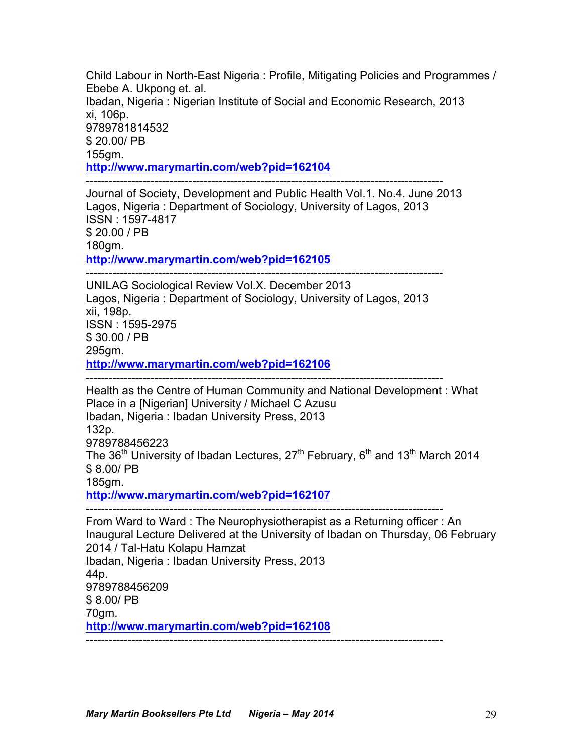Child Labour in North-East Nigeria : Profile, Mitigating Policies and Programmes / Ebebe A. Ukpong et. al.  
Ibadan, Nigeria : Nigerian Institute of Social and Economic Research, 2013  
xi, 106p.  
9789781814532  
$ 20.00/ PB  
155gm.  
**http://www.marymartin.com/web?pid=162104**

---

Journal of Society, Development and Public Health Vol.1. No.4. June 2013  
Lagos, Nigeria : Department of Sociology, University of Lagos, 2013  
ISSN : 1597-4817  
$ 20.00 / PB  
180gm.  
**http://www.marymartin.com/web?pid=162105**

---

UNILAG Sociological Review Vol.X. December 2013  
Lagos, Nigeria : Department of Sociology, University of Lagos, 2013  
xii, 198p.  
ISSN : 1595-2975  
$ 30.00 / PB  
295gm.  
**http://www.marymartin.com/web?pid=162106**

---

Health as the Centre of Human Community and National Development : What Place in a [Nigerian] University / Michael C Azusu  
Ibadan, Nigeria : Ibadan University Press, 2013  
132p.  
9789788456223  
The 36th University of Ibadan Lectures, 27th February, 6th and 13th March 2014  
$ 8.00/ PB  
185gm.  
**http://www.marymartin.com/web?pid=162107**

---

From Ward to Ward : The Neurophysiotherapist as a Returning officer : An Inaugural Lecture Delivered at the University of Ibadan on Thursday, 06 February 2014 / Tal-Hatu Kolapu Hamzat  
Ibadan, Nigeria : Ibadan University Press, 2013  
44p.  
9789788456209  
$ 8.00/ PB  
70gm.  
**http://www.marymartin.com/web?pid=162108**

---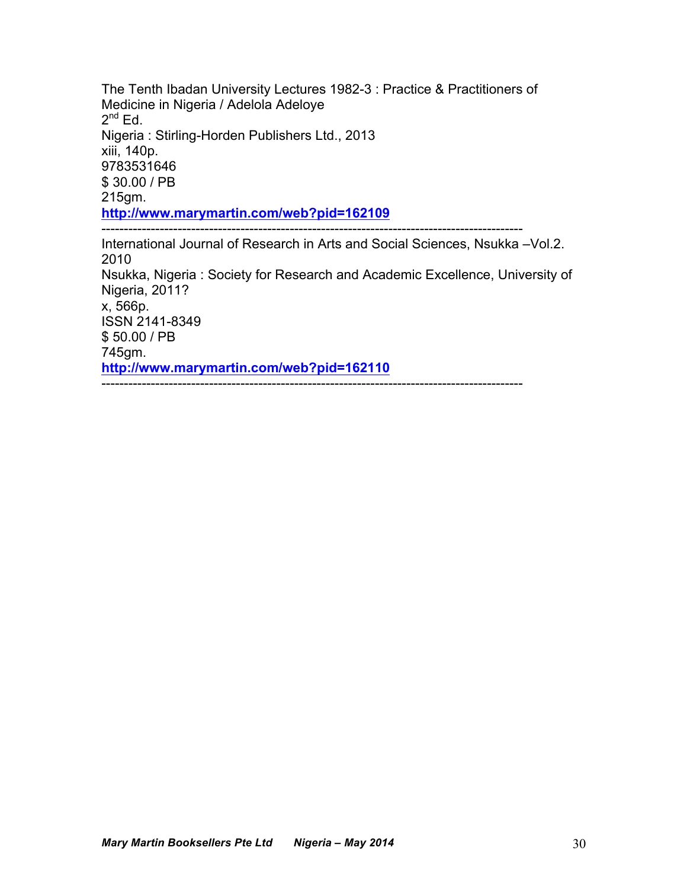The Tenth Ibadan University Lectures 1982-3 : Practice & Practitioners of Medicine in Nigeria / Adelola Adeloye
2nd Ed.
Nigeria : Stirling-Horden Publishers Ltd., 2013
xiii, 140p.
9783531646
$ 30.00 / PB
215gm.
**http://www.marymartin.com/web?pid=162109**

---

International Journal of Research in Arts and Social Sciences, Nsukka –Vol.2. 2010
Nsukka, Nigeria : Society for Research and Academic Excellence, University of Nigeria, 2011?
x, 566p.
ISSN 2141-8349
$ 50.00 / PB
745gm.
**http://www.marymartin.com/web?pid=162110**

---